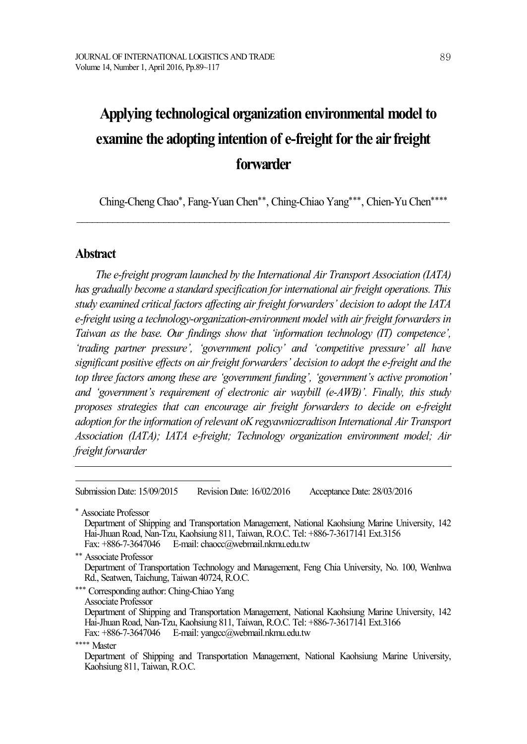# Applying technological organization environmental model to examine the adopting intention of e-freight for the air freight forwarder

Ching-Cheng Chao[*], Fang-Yuan Chen[**], Ching-Chiao Yang[***], Chien-Yu Chen[****]

## Abstract

*The e-freight program launched by the International Air Transport Association (IATA) has gradually become a standard specification for international air freight operations. This study examined critical factors affecting air freight forwarders' decision to adopt the IATA e-freight using a technology-organization-environment model with air freight forwarders in Taiwan as the base. Our findings show that 'information technology (IT) competence', 'trading partner pressure', 'government policy' and 'competitive pressure' all have significant positive effects on air freight forwarders' decision to adopt the e-freight and the top three factors among these are 'government funding', 'government's active promotion' and 'government's requirement of electronic air waybill (e-AWB)'. Finally, this study proposes strategies that can encourage air freight forwarders to decide on e-freight adoption for the information of relevant oK regyawniozradtison International Air Transport Association (IATA); IATA e-freight; Technology organization environment model; Air freight forwarder*

---

Submission Date: 15/09/2015 Revision Date: 16/02/2016 Acceptance Date: 28/03/2016

[*] Associate Professor
Department of Shipping and Transportation Management, National Kaohsiung Marine University, 142 Hai-Jhuan Road, Nan-Tzu, Kaohsiung 811, Taiwan, R.O.C. Tel: +886-7-3617141 Ext.3156
Fax: +886-7-3647046 E-mail: chaocc@webmail.nkmu.edu.tw

[**] Associate Professor
Department of Transportation Technology and Management, Feng Chia University, No. 100, Wenhwa Rd., Seatwen, Taichung, Taiwan 40724, R.O.C.

[***] Corresponding author: Ching-Chiao Yang
Associate Professor
Department of Shipping and Transportation Management, National Kaohsiung Marine University, 142 Hai-Jhuan Road, Nan-Tzu, Kaohsiung 811, Taiwan, R.O.C. Tel: +886-7-3617141 Ext.3166
Fax: +886-7-3647046 E-mail: yangcc@webmail.nkmu.edu.tw

[****] Master
Department of Shipping and Transportation Management, National Kaohsiung Marine University, Kaohsiung 811, Taiwan, R.O.C.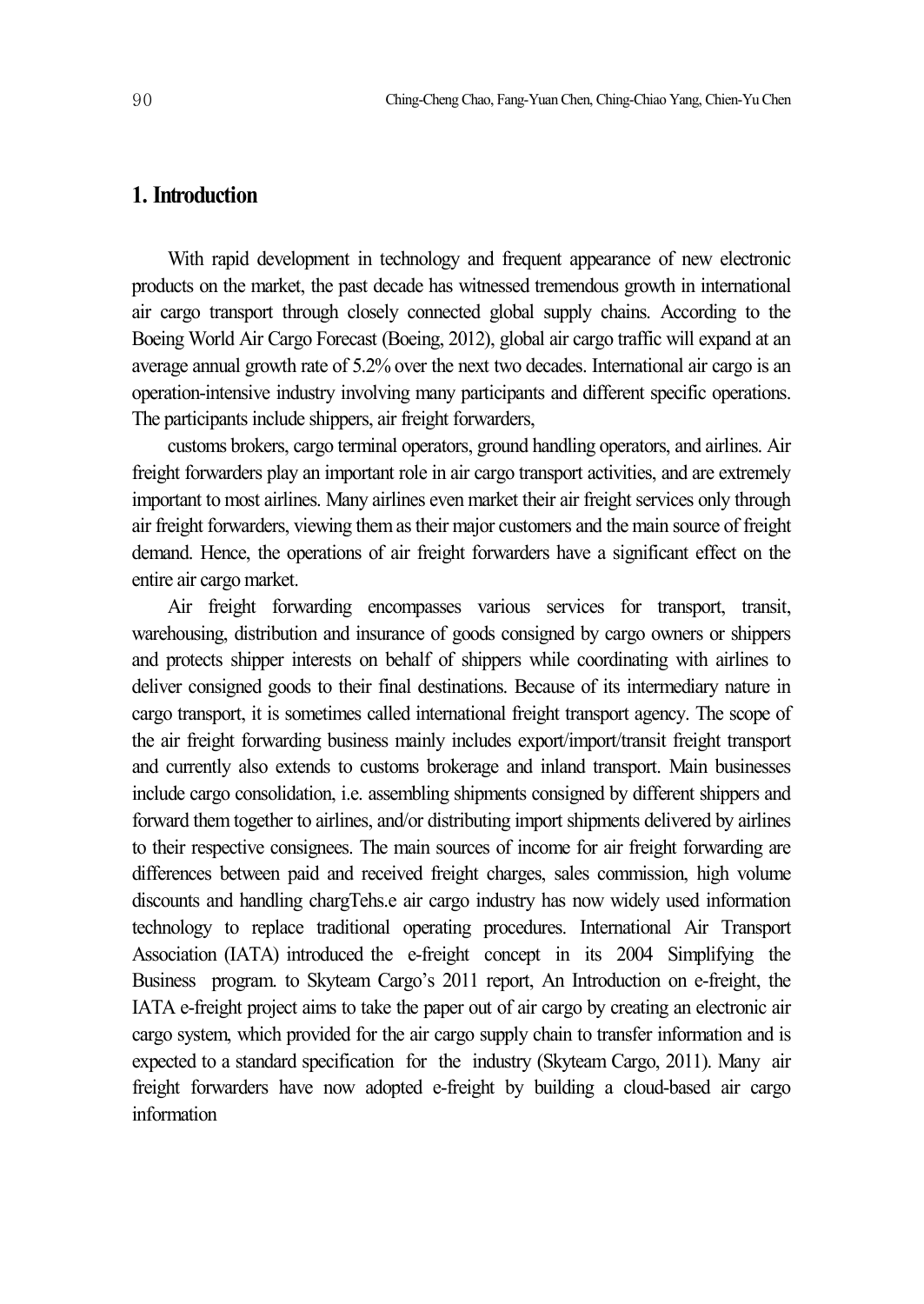## 1. Introduction

With rapid development in technology and frequent appearance of new electronic products on the market, the past decade has witnessed tremendous growth in international air cargo transport through closely connected global supply chains. According to the Boeing World Air Cargo Forecast (Boeing, 2012), global air cargo traffic will expand at an average annual growth rate of 5.2% over the next two decades. International air cargo is an operation-intensive industry involving many participants and different specific operations. The participants include shippers, air freight forwarders,

customs brokers, cargo terminal operators, ground handling operators, and airlines. Air freight forwarders play an important role in air cargo transport activities, and are extremely important to most airlines. Many airlines even market their air freight services only through air freight forwarders, viewing them as their major customers and the main source of freight demand. Hence, the operations of air freight forwarders have a significant effect on the entire air cargo market.

Air freight forwarding encompasses various services for transport, transit, warehousing, distribution and insurance of goods consigned by cargo owners or shippers and protects shipper interests on behalf of shippers while coordinating with airlines to deliver consigned goods to their final destinations. Because of its intermediary nature in cargo transport, it is sometimes called international freight transport agency. The scope of the air freight forwarding business mainly includes export/import/transit freight transport and currently also extends to customs brokerage and inland transport. Main businesses include cargo consolidation, i.e. assembling shipments consigned by different shippers and forward them together to airlines, and/or distributing import shipments delivered by airlines to their respective consignees. The main sources of income for air freight forwarding are differences between paid and received freight charges, sales commission, high volume discounts and handling chargTehs.e air cargo industry has now widely used information technology to replace traditional operating procedures. International Air Transport Association (IATA) introduced the e-freight concept in its 2004 Simplifying the Business program. to Skyteam Cargo's 2011 report, An Introduction on e-freight, the IATA e-freight project aims to take the paper out of air cargo by creating an electronic air cargo system, which provided for the air cargo supply chain to transfer information and is expected to a standard specification for the industry (Skyteam Cargo, 2011). Many air freight forwarders have now adopted e-freight by building a cloud-based air cargo information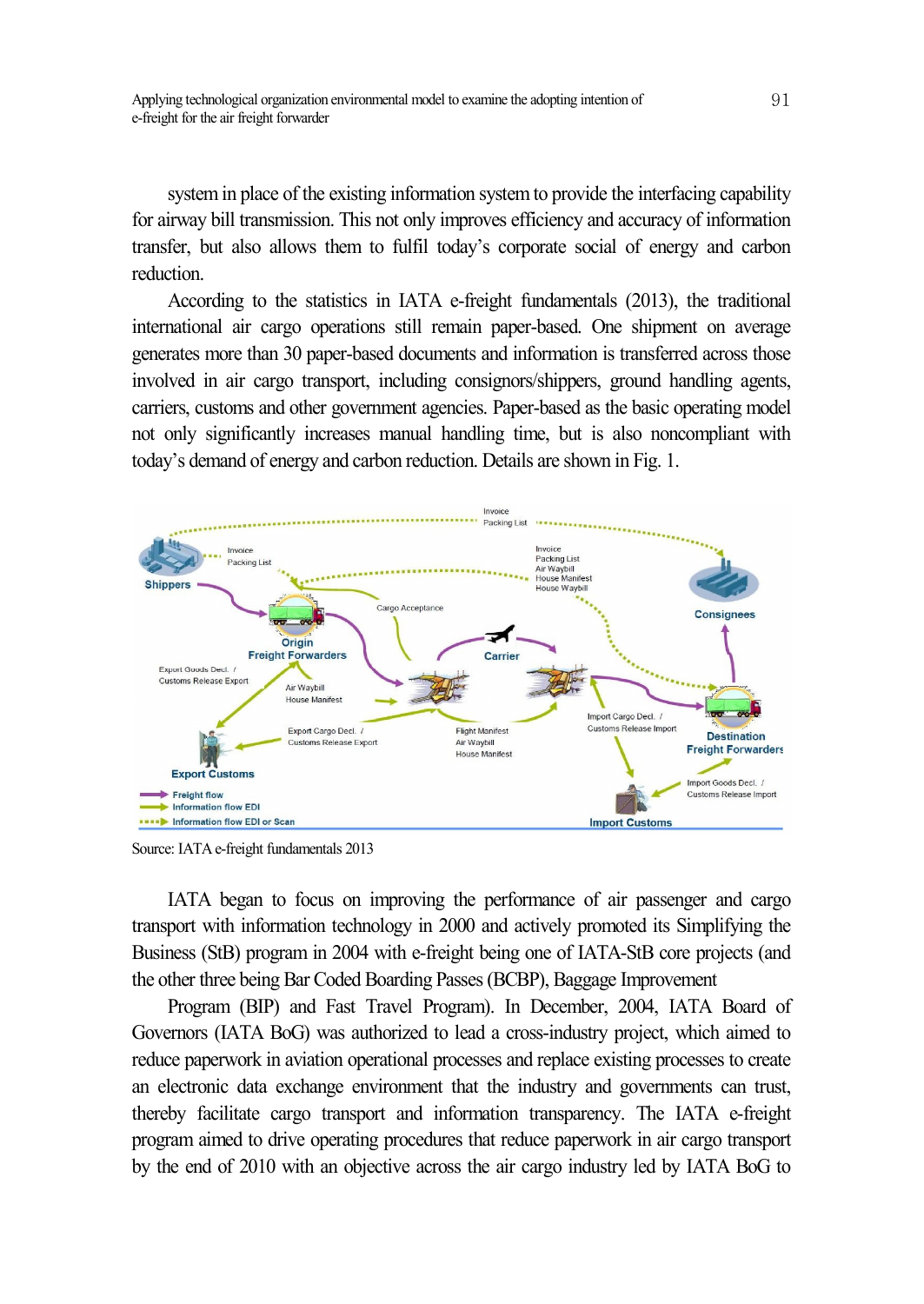system in place of the existing information system to provide the interfacing capability for airway bill transmission. This not only improves efficiency and accuracy of information transfer, but also allows them to fulfil today's corporate social of energy and carbon reduction.

According to the statistics in IATA e-freight fundamentals (2013), the traditional international air cargo operations still remain paper-based. One shipment on average generates more than 30 paper-based documents and information is transferred across those involved in air cargo transport, including consignors/shippers, ground handling agents, carriers, customs and other government agencies. Paper-based as the basic operating model not only significantly increases manual handling time, but is also noncompliant with today's demand of energy and carbon reduction. Details are shown in Fig. 1.

Source: IATA e-freight fundamentals 2013

IATA began to focus on improving the performance of air passenger and cargo transport with information technology in 2000 and actively promoted its Simplifying the Business (StB) program in 2004 with e-freight being one of IATA-StB core projects (and the other three being Bar Coded Boarding Passes (BCBP), Baggage Improvement Program (BIP) and Fast Travel Program). In December, 2004, IATA Board of Governors (IATA BoG) was authorized to lead a cross-industry project, which aimed to reduce paperwork in aviation operational processes and replace existing processes to create an electronic data exchange environment that the industry and governments can trust, thereby facilitate cargo transport and information transparency. The IATA e-freight program aimed to drive operating procedures that reduce paperwork in air cargo transport by the end of 2010 with an objective across the air cargo industry led by IATA BoG to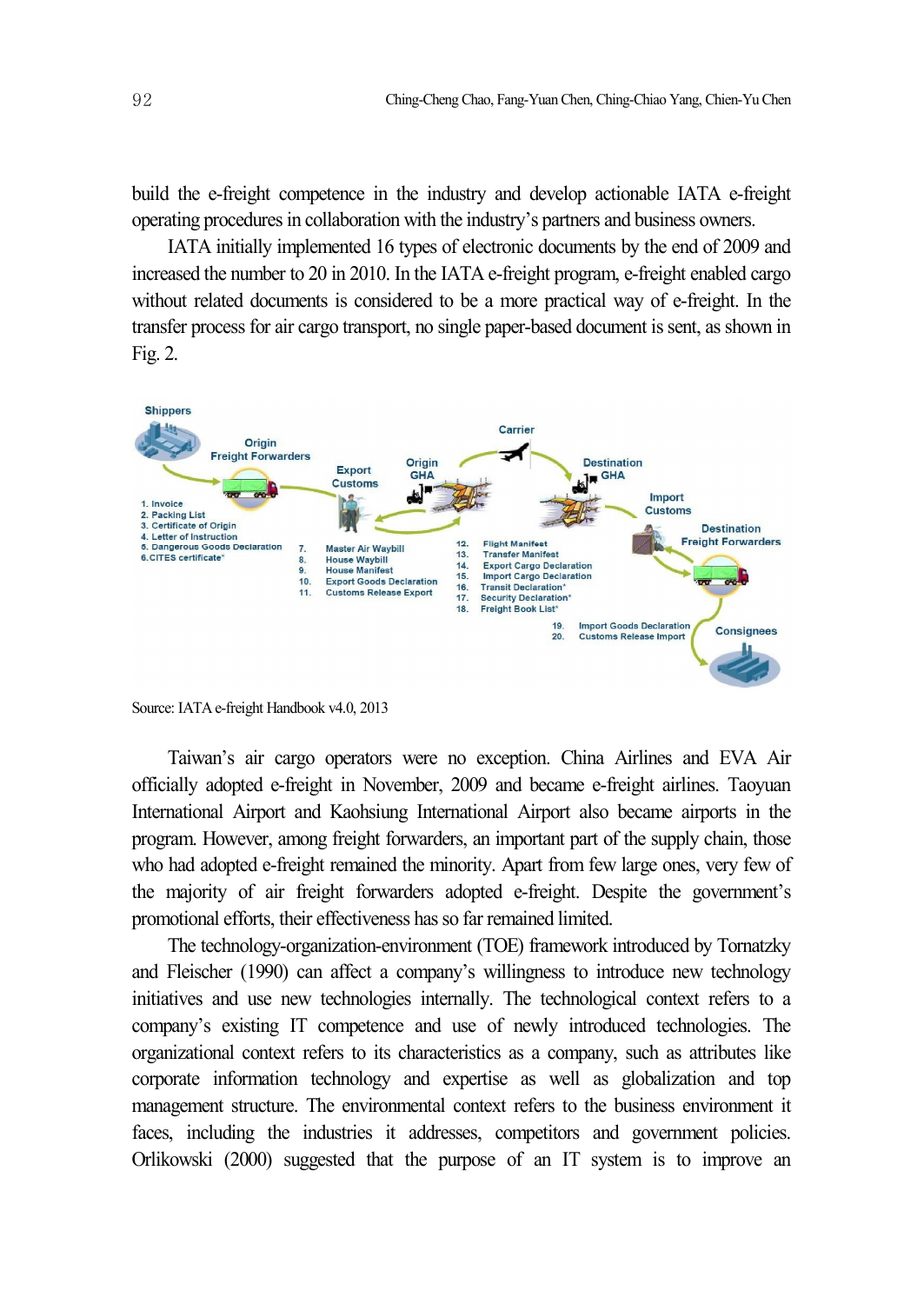build the e-freight competence in the industry and develop actionable IATA e-freight operating procedures in collaboration with the industry's partners and business owners.

IATA initially implemented 16 types of electronic documents by the end of 2009 and increased the number to 20 in 2010. In the IATA e-freight program, e-freight enabled cargo without related documents is considered to be a more practical way of e-freight. In the transfer process for air cargo transport, no single paper-based document is sent, as shown in Fig. 2.

Shippers → Origin Freight Forwarders → Export Customs → Origin GHA → Carrier → Destination GHA → Import Customs → Destination Freight Forwarders → Consignees

1. Invoice
2. Packing List
3. Certificate of Origin
4. Letter of Instruction
5. Dangerous Goods Declaration
6. CITES certificate*
7. Master Air Waybill
8. House Waybill
9. House Manifest
10. Export Goods Declaration
11. Customs Release Export
12. Flight Manifest
13. Transfer Manifest
14. Export Cargo Declaration
15. Import Cargo Declaration
16. Transit Declaration*
17. Security Declaration*
18. Freight Book List*
19. Import Goods Declaration
20. Customs Release Import

Source: IATA e-freight Handbook v4.0, 2013

Taiwan's air cargo operators were no exception. China Airlines and EVA Air officially adopted e-freight in November, 2009 and became e-freight airlines. Taoyuan International Airport and Kaohsiung International Airport also became airports in the program. However, among freight forwarders, an important part of the supply chain, those who had adopted e-freight remained the minority. Apart from few large ones, very few of the majority of air freight forwarders adopted e-freight. Despite the government's promotional efforts, their effectiveness has so far remained limited.

The technology-organization-environment (TOE) framework introduced by Tornatzky and Fleischer (1990) can affect a company's willingness to introduce new technology initiatives and use new technologies internally. The technological context refers to a company's existing IT competence and use of newly introduced technologies. The organizational context refers to its characteristics as a company, such as attributes like corporate information technology and expertise as well as globalization and top management structure. The environmental context refers to the business environment it faces, including the industries it addresses, competitors and government policies. Orlikowski (2000) suggested that the purpose of an IT system is to improve an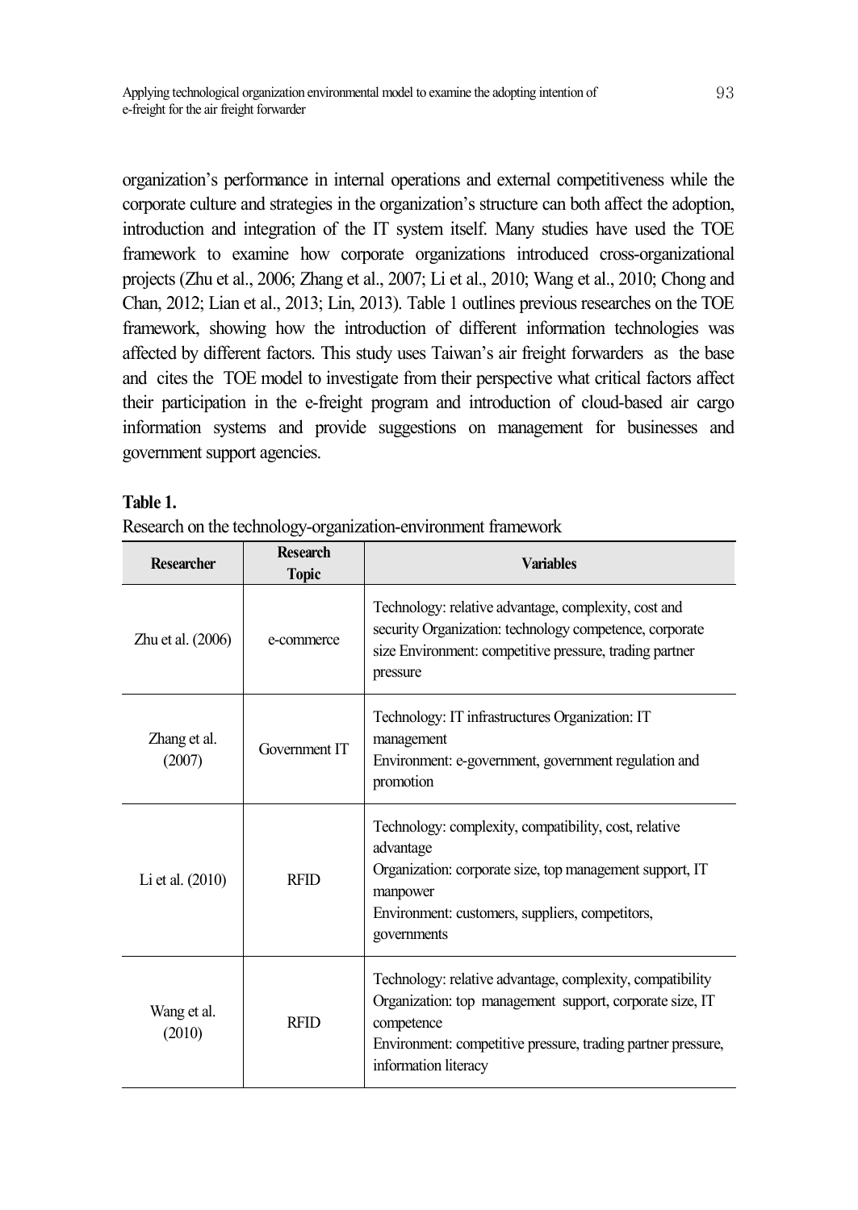organization's performance in internal operations and external competitiveness while the corporate culture and strategies in the organization's structure can both affect the adoption, introduction and integration of the IT system itself. Many studies have used the TOE framework to examine how corporate organizations introduced cross-organizational projects (Zhu et al., 2006; Zhang et al., 2007; Li et al., 2010; Wang et al., 2010; Chong and Chan, 2012; Lian et al., 2013; Lin, 2013). Table 1 outlines previous researches on the TOE framework, showing how the introduction of different information technologies was affected by different factors. This study uses Taiwan's air freight forwarders as the base and cites the TOE model to investigate from their perspective what critical factors affect their participation in the e-freight program and introduction of cloud-based air cargo information systems and provide suggestions on management for businesses and government support agencies.

**Table 1.**
Research on the technology-organization-environment framework

| Researcher | Research Topic | Variables |
|---|---|---|
| Zhu et al. (2006) | e-commerce | Technology: relative advantage, complexity, cost and security Organization: technology competence, corporate size Environment: competitive pressure, trading partner pressure |
| Zhang et al. (2007) | Government IT | Technology: IT infrastructures Organization: IT management<br>Environment: e-government, government regulation and promotion |
| Li et al. (2010) | RFID | Technology: complexity, compatibility, cost, relative advantage<br>Organization: corporate size, top management support, IT manpower<br>Environment: customers, suppliers, competitors, governments |
| Wang et al. (2010) | RFID | Technology: relative advantage, complexity, compatibility<br>Organization: top management support, corporate size, IT competence<br>Environment: competitive pressure, trading partner pressure, information literacy |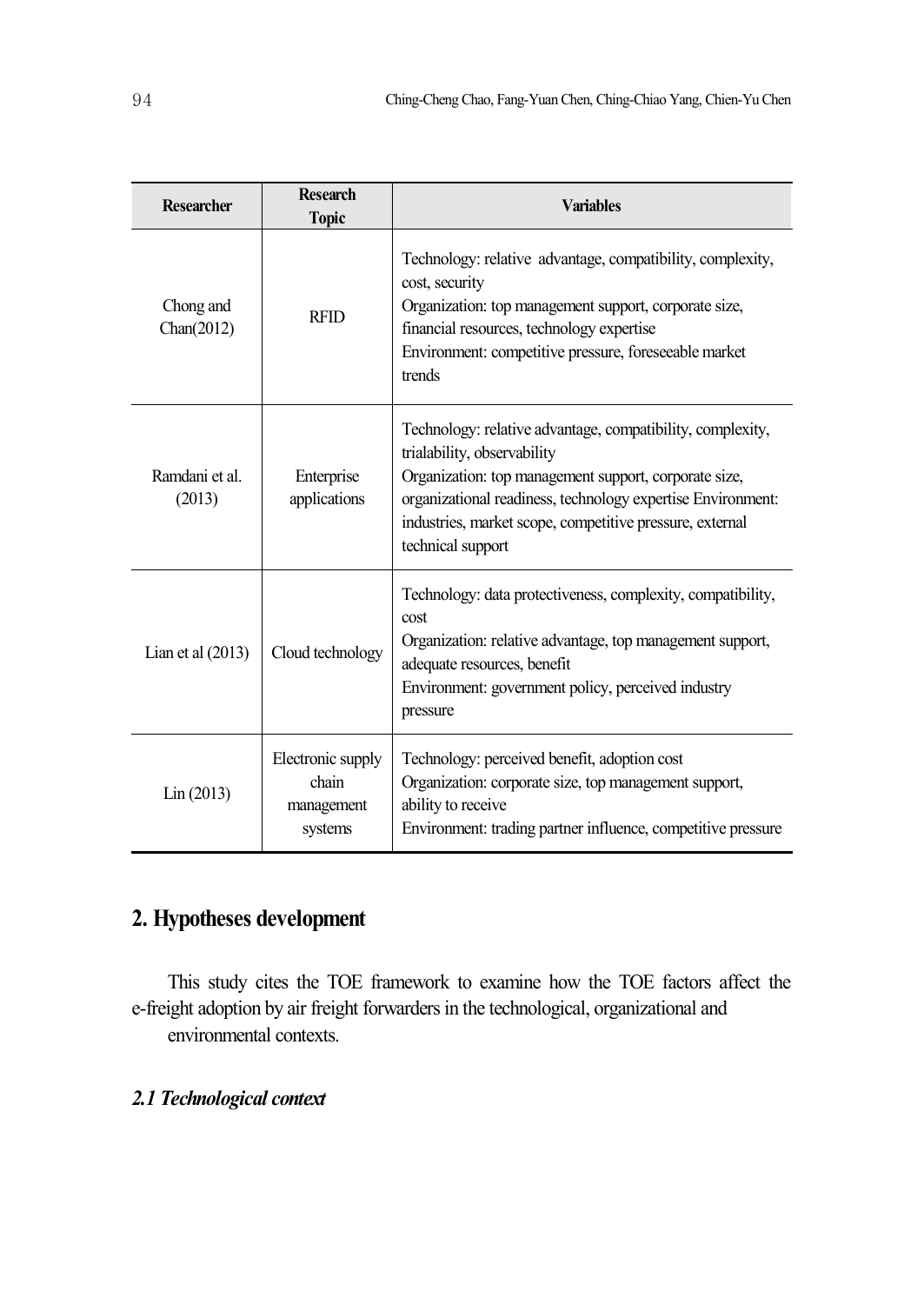| Researcher | Research Topic | Variables |
|---|---|---|
| Chong and Chan(2012) | RFID | Technology: relative advantage, compatibility, complexity, cost, security<br>Organization: top management support, corporate size, financial resources, technology expertise<br>Environment: competitive pressure, foreseeable market trends |
| Ramdani et al. (2013) | Enterprise applications | Technology: relative advantage, compatibility, complexity, trialability, observability<br>Organization: top management support, corporate size, organizational readiness, technology expertise Environment: industries, market scope, competitive pressure, external technical support |
| Lian et al (2013) | Cloud technology | Technology: data protectiveness, complexity, compatibility, cost<br>Organization: relative advantage, top management support, adequate resources, benefit<br>Environment: government policy, perceived industry pressure |
| Lin (2013) | Electronic supply chain management systems | Technology: perceived benefit, adoption cost<br>Organization: corporate size, top management support, ability to receive<br>Environment: trading partner influence, competitive pressure |

## 2. Hypotheses development

This study cites the TOE framework to examine how the TOE factors affect the e-freight adoption by air freight forwarders in the technological, organizational and environmental contexts.

### *2.1 Technological context*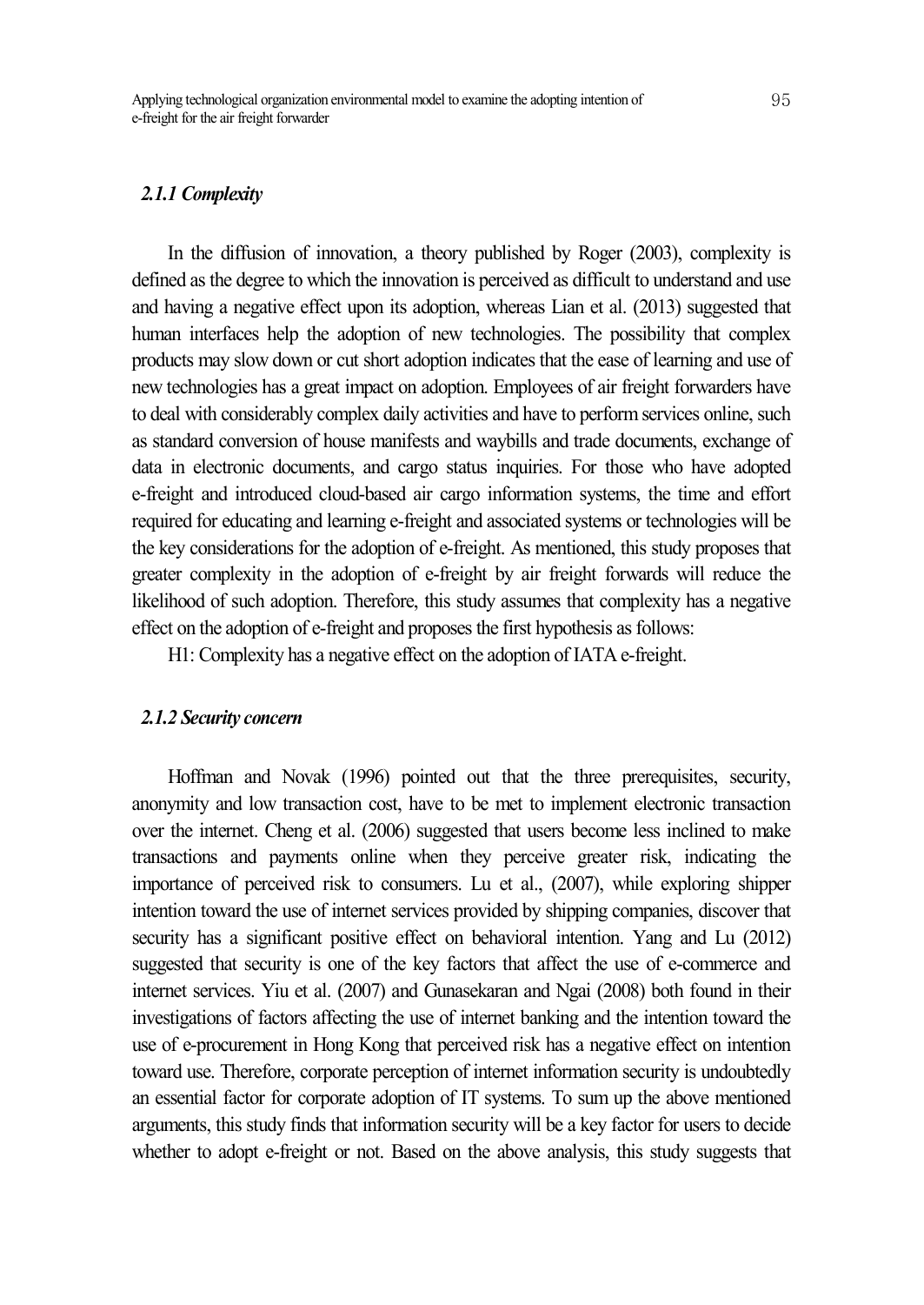### *2.1.1 Complexity*

In the diffusion of innovation, a theory published by Roger (2003), complexity is defined as the degree to which the innovation is perceived as difficult to understand and use and having a negative effect upon its adoption, whereas Lian et al. (2013) suggested that human interfaces help the adoption of new technologies. The possibility that complex products may slow down or cut short adoption indicates that the ease of learning and use of new technologies has a great impact on adoption. Employees of air freight forwarders have to deal with considerably complex daily activities and have to perform services online, such as standard conversion of house manifests and waybills and trade documents, exchange of data in electronic documents, and cargo status inquiries. For those who have adopted e-freight and introduced cloud-based air cargo information systems, the time and effort required for educating and learning e-freight and associated systems or technologies will be the key considerations for the adoption of e-freight. As mentioned, this study proposes that greater complexity in the adoption of e-freight by air freight forwards will reduce the likelihood of such adoption. Therefore, this study assumes that complexity has a negative effect on the adoption of e-freight and proposes the first hypothesis as follows:

H1: Complexity has a negative effect on the adoption of IATA e-freight.

### *2.1.2 Security concern*

Hoffman and Novak (1996) pointed out that the three prerequisites, security, anonymity and low transaction cost, have to be met to implement electronic transaction over the internet. Cheng et al. (2006) suggested that users become less inclined to make transactions and payments online when they perceive greater risk, indicating the importance of perceived risk to consumers. Lu et al., (2007), while exploring shipper intention toward the use of internet services provided by shipping companies, discover that security has a significant positive effect on behavioral intention. Yang and Lu (2012) suggested that security is one of the key factors that affect the use of e-commerce and internet services. Yiu et al. (2007) and Gunasekaran and Ngai (2008) both found in their investigations of factors affecting the use of internet banking and the intention toward the use of e-procurement in Hong Kong that perceived risk has a negative effect on intention toward use. Therefore, corporate perception of internet information security is undoubtedly an essential factor for corporate adoption of IT systems. To sum up the above mentioned arguments, this study finds that information security will be a key factor for users to decide whether to adopt e-freight or not. Based on the above analysis, this study suggests that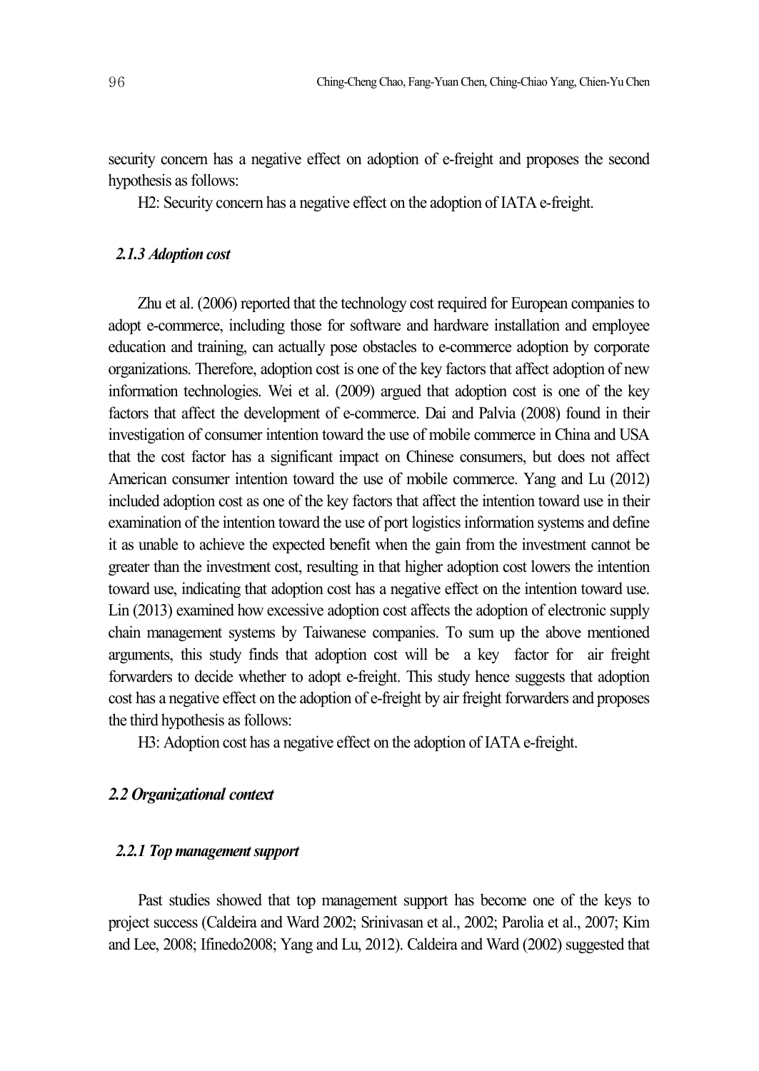security concern has a negative effect on adoption of e-freight and proposes the second hypothesis as follows:

H2: Security concern has a negative effect on the adoption of IATA e-freight.

#### *2.1.3 Adoption cost*

Zhu et al. (2006) reported that the technology cost required for European companies to adopt e-commerce, including those for software and hardware installation and employee education and training, can actually pose obstacles to e-commerce adoption by corporate organizations. Therefore, adoption cost is one of the key factors that affect adoption of new information technologies. Wei et al. (2009) argued that adoption cost is one of the key factors that affect the development of e-commerce. Dai and Palvia (2008) found in their investigation of consumer intention toward the use of mobile commerce in China and USA that the cost factor has a significant impact on Chinese consumers, but does not affect American consumer intention toward the use of mobile commerce. Yang and Lu (2012) included adoption cost as one of the key factors that affect the intention toward use in their examination of the intention toward the use of port logistics information systems and define it as unable to achieve the expected benefit when the gain from the investment cannot be greater than the investment cost, resulting in that higher adoption cost lowers the intention toward use, indicating that adoption cost has a negative effect on the intention toward use. Lin (2013) examined how excessive adoption cost affects the adoption of electronic supply chain management systems by Taiwanese companies. To sum up the above mentioned arguments, this study finds that adoption cost will be a key factor for air freight forwarders to decide whether to adopt e-freight. This study hence suggests that adoption cost has a negative effect on the adoption of e-freight by air freight forwarders and proposes the third hypothesis as follows:

H3: Adoption cost has a negative effect on the adoption of IATA e-freight.

### *2.2 Organizational context*

#### *2.2.1 Top management support*

Past studies showed that top management support has become one of the keys to project success (Caldeira and Ward 2002; Srinivasan et al., 2002; Parolia et al., 2007; Kim and Lee, 2008; Ifinedo2008; Yang and Lu, 2012). Caldeira and Ward (2002) suggested that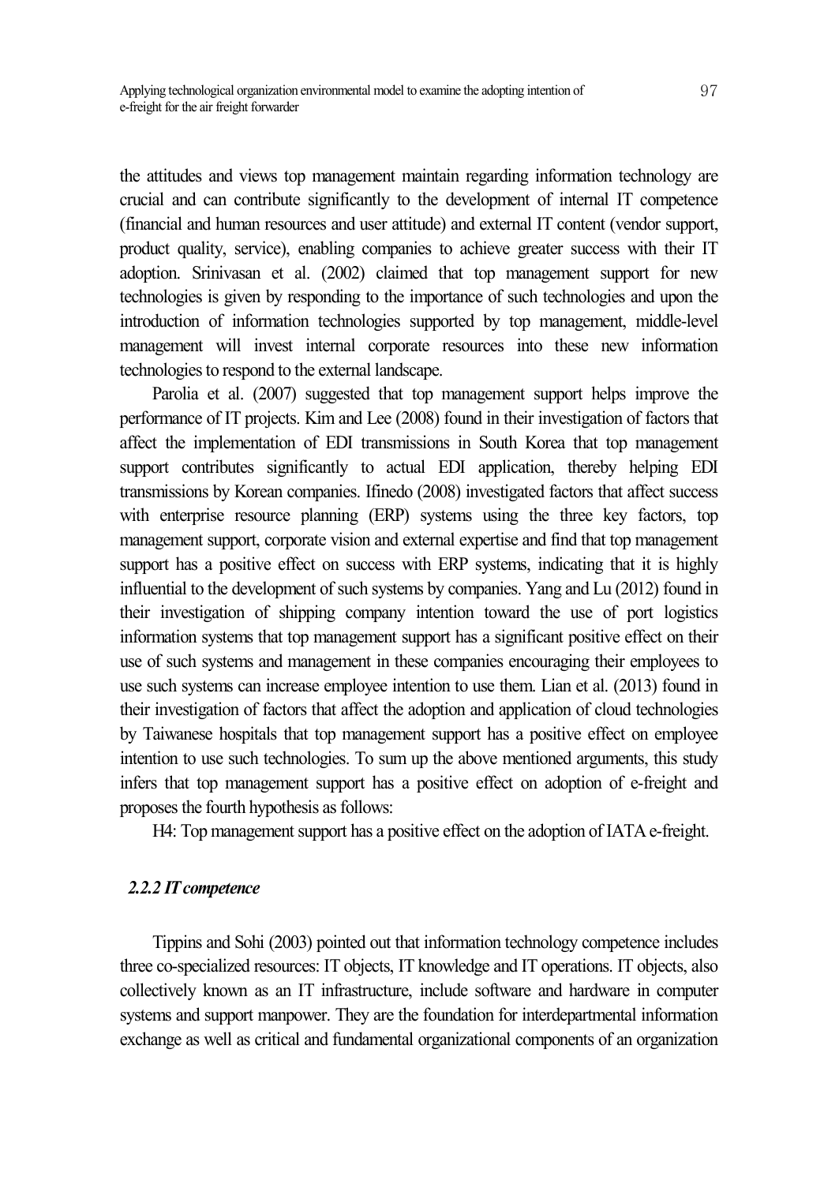the attitudes and views top management maintain regarding information technology are crucial and can contribute significantly to the development of internal IT competence (financial and human resources and user attitude) and external IT content (vendor support, product quality, service), enabling companies to achieve greater success with their IT adoption. Srinivasan et al. (2002) claimed that top management support for new technologies is given by responding to the importance of such technologies and upon the introduction of information technologies supported by top management, middle-level management will invest internal corporate resources into these new information technologies to respond to the external landscape.

Parolia et al. (2007) suggested that top management support helps improve the performance of IT projects. Kim and Lee (2008) found in their investigation of factors that affect the implementation of EDI transmissions in South Korea that top management support contributes significantly to actual EDI application, thereby helping EDI transmissions by Korean companies. Ifinedo (2008) investigated factors that affect success with enterprise resource planning (ERP) systems using the three key factors, top management support, corporate vision and external expertise and find that top management support has a positive effect on success with ERP systems, indicating that it is highly influential to the development of such systems by companies. Yang and Lu (2012) found in their investigation of shipping company intention toward the use of port logistics information systems that top management support has a significant positive effect on their use of such systems and management in these companies encouraging their employees to use such systems can increase employee intention to use them. Lian et al. (2013) found in their investigation of factors that affect the adoption and application of cloud technologies by Taiwanese hospitals that top management support has a positive effect on employee intention to use such technologies. To sum up the above mentioned arguments, this study infers that top management support has a positive effect on adoption of e-freight and proposes the fourth hypothesis as follows:

H4: Top management support has a positive effect on the adoption of IATA e-freight.

### *2.2.2 IT competence*

Tippins and Sohi (2003) pointed out that information technology competence includes three co-specialized resources: IT objects, IT knowledge and IT operations. IT objects, also collectively known as an IT infrastructure, include software and hardware in computer systems and support manpower. They are the foundation for interdepartmental information exchange as well as critical and fundamental organizational components of an organization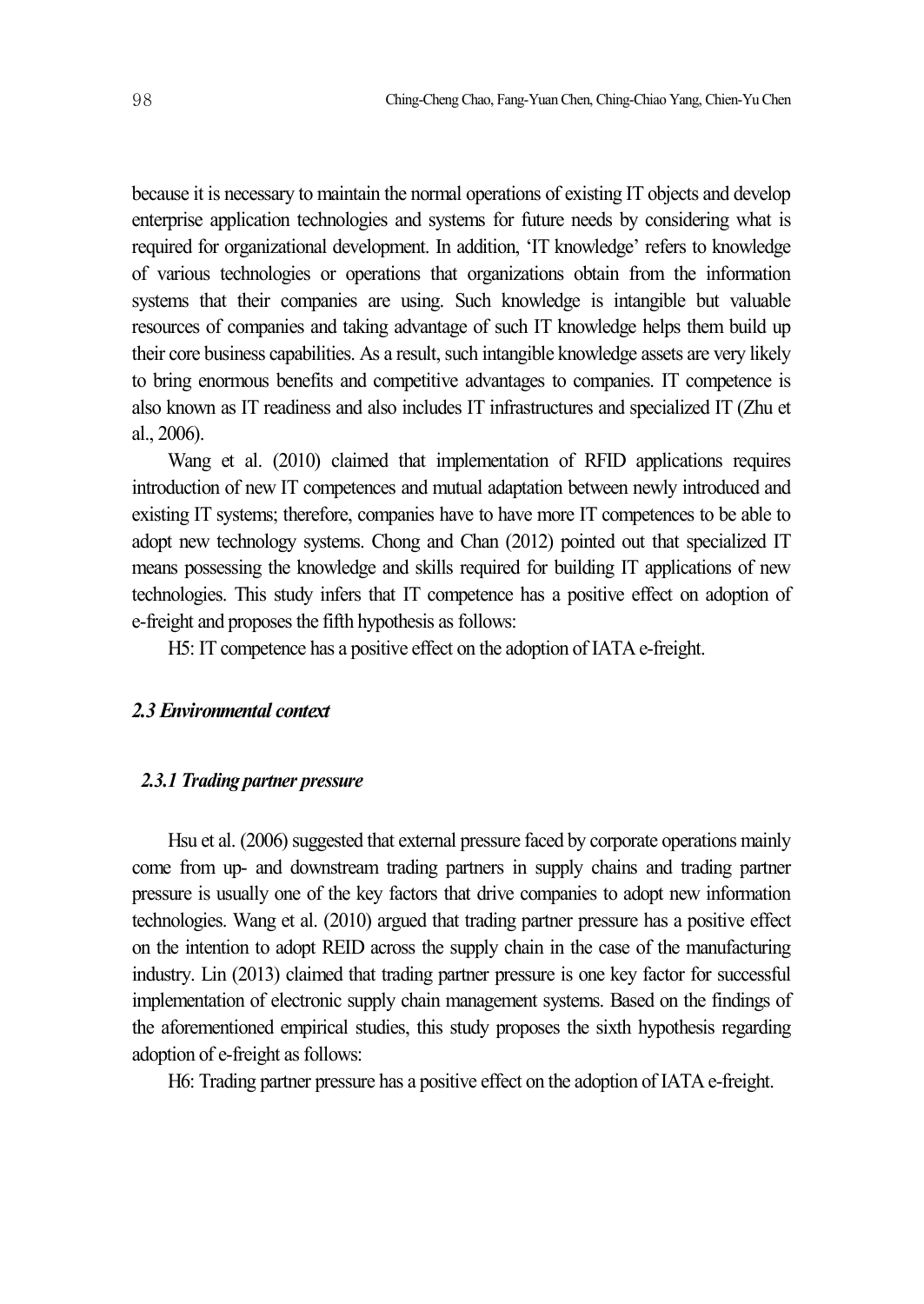because it is necessary to maintain the normal operations of existing IT objects and develop enterprise application technologies and systems for future needs by considering what is required for organizational development. In addition, 'IT knowledge' refers to knowledge of various technologies or operations that organizations obtain from the information systems that their companies are using. Such knowledge is intangible but valuable resources of companies and taking advantage of such IT knowledge helps them build up their core business capabilities. As a result, such intangible knowledge assets are very likely to bring enormous benefits and competitive advantages to companies. IT competence is also known as IT readiness and also includes IT infrastructures and specialized IT (Zhu et al., 2006).

Wang et al. (2010) claimed that implementation of RFID applications requires introduction of new IT competences and mutual adaptation between newly introduced and existing IT systems; therefore, companies have to have more IT competences to be able to adopt new technology systems. Chong and Chan (2012) pointed out that specialized IT means possessing the knowledge and skills required for building IT applications of new technologies. This study infers that IT competence has a positive effect on adoption of e-freight and proposes the fifth hypothesis as follows:

H5: IT competence has a positive effect on the adoption of IATA e-freight.

### *2.3 Environmental context*

#### *2.3.1 Trading partner pressure*

Hsu et al. (2006) suggested that external pressure faced by corporate operations mainly come from up- and downstream trading partners in supply chains and trading partner pressure is usually one of the key factors that drive companies to adopt new information technologies. Wang et al. (2010) argued that trading partner pressure has a positive effect on the intention to adopt REID across the supply chain in the case of the manufacturing industry. Lin (2013) claimed that trading partner pressure is one key factor for successful implementation of electronic supply chain management systems. Based on the findings of the aforementioned empirical studies, this study proposes the sixth hypothesis regarding adoption of e-freight as follows:

H6: Trading partner pressure has a positive effect on the adoption of IATA e-freight.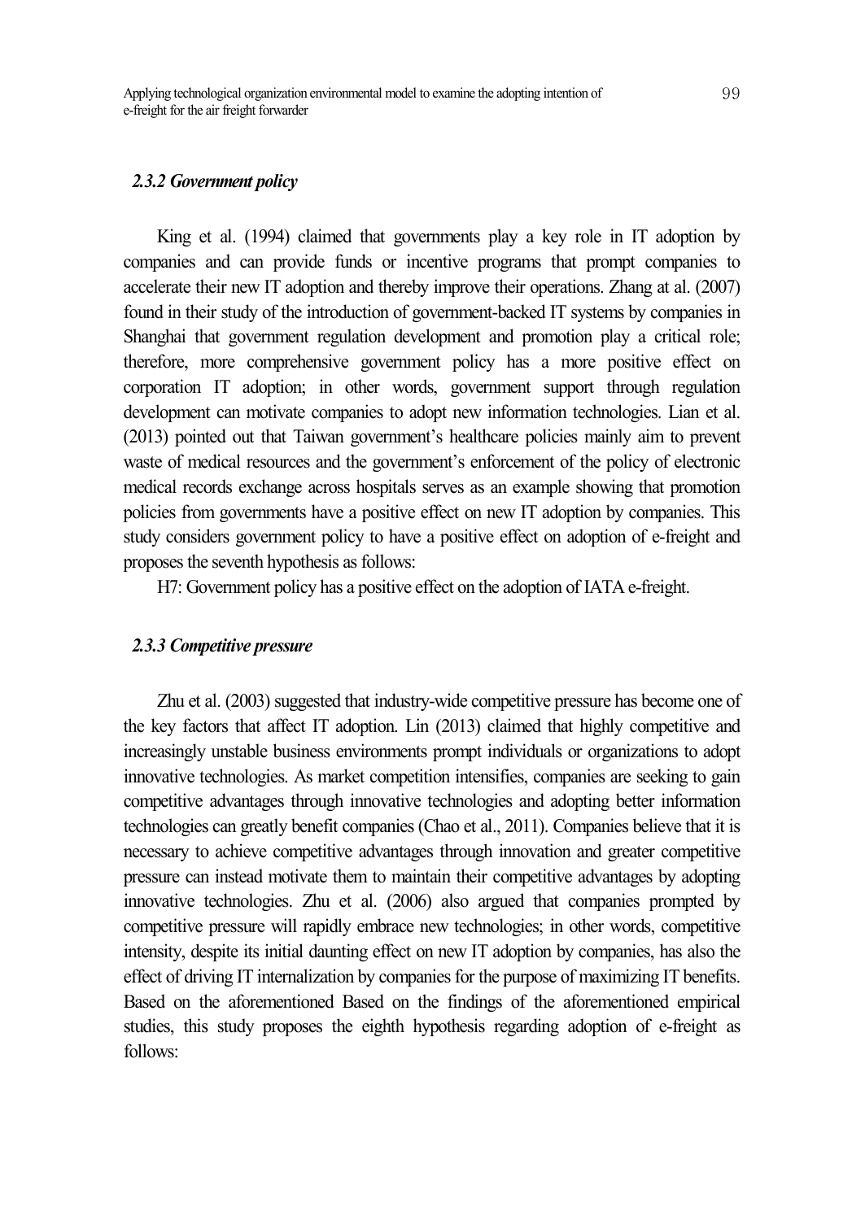### *2.3.2 Government policy*

King et al. (1994) claimed that governments play a key role in IT adoption by companies and can provide funds or incentive programs that prompt companies to accelerate their new IT adoption and thereby improve their operations. Zhang at al. (2007) found in their study of the introduction of government-backed IT systems by companies in Shanghai that government regulation development and promotion play a critical role; therefore, more comprehensive government policy has a more positive effect on corporation IT adoption; in other words, government support through regulation development can motivate companies to adopt new information technologies. Lian et al. (2013) pointed out that Taiwan government's healthcare policies mainly aim to prevent waste of medical resources and the government's enforcement of the policy of electronic medical records exchange across hospitals serves as an example showing that promotion policies from governments have a positive effect on new IT adoption by companies. This study considers government policy to have a positive effect on adoption of e-freight and proposes the seventh hypothesis as follows:

H7: Government policy has a positive effect on the adoption of IATA e-freight.

### *2.3.3 Competitive pressure*

Zhu et al. (2003) suggested that industry-wide competitive pressure has become one of the key factors that affect IT adoption. Lin (2013) claimed that highly competitive and increasingly unstable business environments prompt individuals or organizations to adopt innovative technologies. As market competition intensifies, companies are seeking to gain competitive advantages through innovative technologies and adopting better information technologies can greatly benefit companies (Chao et al., 2011). Companies believe that it is necessary to achieve competitive advantages through innovation and greater competitive pressure can instead motivate them to maintain their competitive advantages by adopting innovative technologies. Zhu et al. (2006) also argued that companies prompted by competitive pressure will rapidly embrace new technologies; in other words, competitive intensity, despite its initial daunting effect on new IT adoption by companies, has also the effect of driving IT internalization by companies for the purpose of maximizing IT benefits. Based on the aforementioned Based on the findings of the aforementioned empirical studies, this study proposes the eighth hypothesis regarding adoption of e-freight as follows: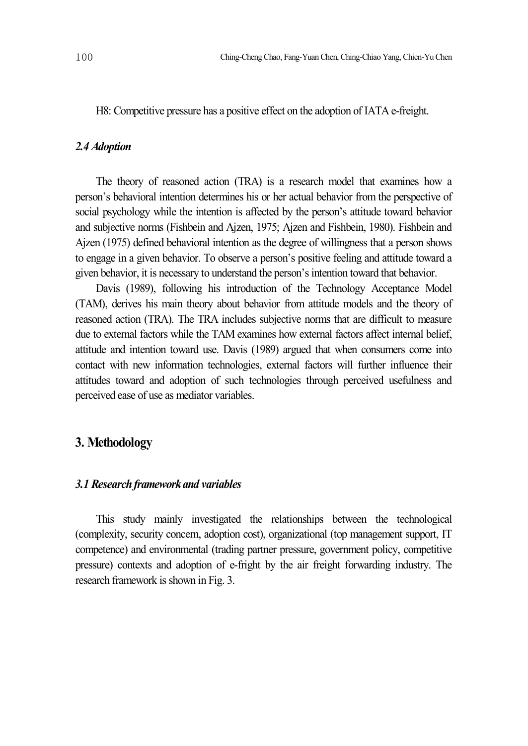H8: Competitive pressure has a positive effect on the adoption of IATA e-freight.

### *2.4 Adoption*

The theory of reasoned action (TRA) is a research model that examines how a person's behavioral intention determines his or her actual behavior from the perspective of social psychology while the intention is affected by the person's attitude toward behavior and subjective norms (Fishbein and Ajzen, 1975; Ajzen and Fishbein, 1980). Fishbein and Ajzen (1975) defined behavioral intention as the degree of willingness that a person shows to engage in a given behavior. To observe a person's positive feeling and attitude toward a given behavior, it is necessary to understand the person's intention toward that behavior.

Davis (1989), following his introduction of the Technology Acceptance Model (TAM), derives his main theory about behavior from attitude models and the theory of reasoned action (TRA). The TRA includes subjective norms that are difficult to measure due to external factors while the TAM examines how external factors affect internal belief, attitude and intention toward use. Davis (1989) argued that when consumers come into contact with new information technologies, external factors will further influence their attitudes toward and adoption of such technologies through perceived usefulness and perceived ease of use as mediator variables.

## 3. Methodology

### *3.1 Research framework and variables*

This study mainly investigated the relationships between the technological (complexity, security concern, adoption cost), organizational (top management support, IT competence) and environmental (trading partner pressure, government policy, competitive pressure) contexts and adoption of e-fright by the air freight forwarding industry. The research framework is shown in Fig. 3.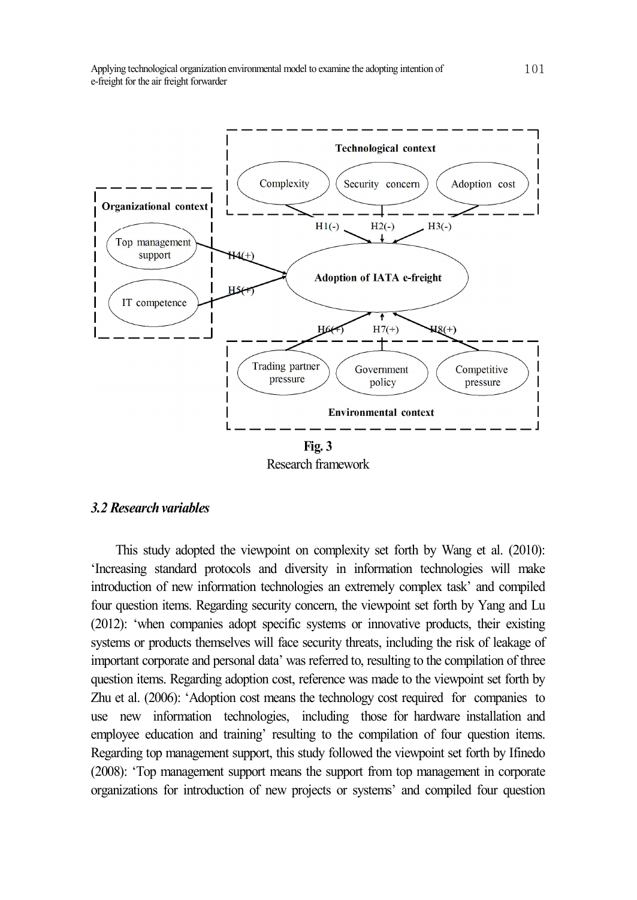**Fig. 3**
Research framework

### *3.2 Research variables*

This study adopted the viewpoint on complexity set forth by Wang et al. (2010): 'Increasing standard protocols and diversity in information technologies will make introduction of new information technologies an extremely complex task' and compiled four question items. Regarding security concern, the viewpoint set forth by Yang and Lu (2012): 'when companies adopt specific systems or innovative products, their existing systems or products themselves will face security threats, including the risk of leakage of important corporate and personal data' was referred to, resulting to the compilation of three question items. Regarding adoption cost, reference was made to the viewpoint set forth by Zhu et al. (2006): 'Adoption cost means the technology cost required for companies to use new information technologies, including those for hardware installation and employee education and training' resulting to the compilation of four question items. Regarding top management support, this study followed the viewpoint set forth by Ifinedo (2008): 'Top management support means the support from top management in corporate organizations for introduction of new projects or systems' and compiled four question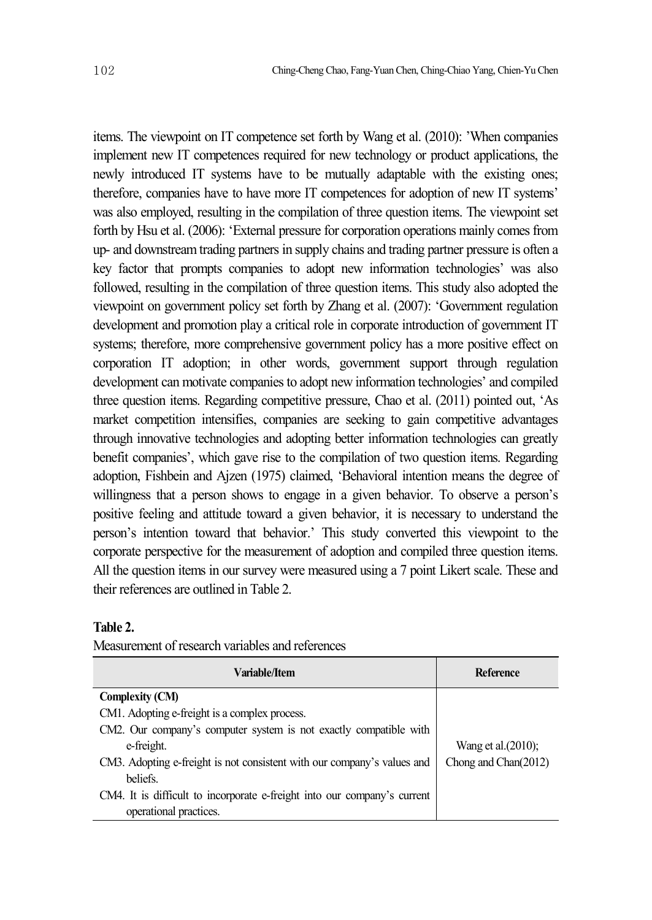items. The viewpoint on IT competence set forth by Wang et al. (2010): 'When companies implement new IT competences required for new technology or product applications, the newly introduced IT systems have to be mutually adaptable with the existing ones; therefore, companies have to have more IT competences for adoption of new IT systems' was also employed, resulting in the compilation of three question items. The viewpoint set forth by Hsu et al. (2006): 'External pressure for corporation operations mainly comes from up- and downstream trading partners in supply chains and trading partner pressure is often a key factor that prompts companies to adopt new information technologies' was also followed, resulting in the compilation of three question items. This study also adopted the viewpoint on government policy set forth by Zhang et al. (2007): 'Government regulation development and promotion play a critical role in corporate introduction of government IT systems; therefore, more comprehensive government policy has a more positive effect on corporation IT adoption; in other words, government support through regulation development can motivate companies to adopt new information technologies' and compiled three question items. Regarding competitive pressure, Chao et al. (2011) pointed out, 'As market competition intensifies, companies are seeking to gain competitive advantages through innovative technologies and adopting better information technologies can greatly benefit companies', which gave rise to the compilation of two question items. Regarding adoption, Fishbein and Ajzen (1975) claimed, 'Behavioral intention means the degree of willingness that a person shows to engage in a given behavior. To observe a person's positive feeling and attitude toward a given behavior, it is necessary to understand the person's intention toward that behavior.' This study converted this viewpoint to the corporate perspective for the measurement of adoption and compiled three question items. All the question items in our survey were measured using a 7 point Likert scale. These and their references are outlined in Table 2.

**Table 2.**

Measurement of research variables and references

| Variable/Item | Reference |
|---|---|
| **Complexity (CM)** | |
| CM1. Adopting e-freight is a complex process. | |
| CM2. Our company's computer system is not exactly compatible with e-freight. | Wang et al.(2010); Chong and Chan(2012) |
| CM3. Adopting e-freight is not consistent with our company's values and beliefs. | |
| CM4. It is difficult to incorporate e-freight into our company's current operational practices. | |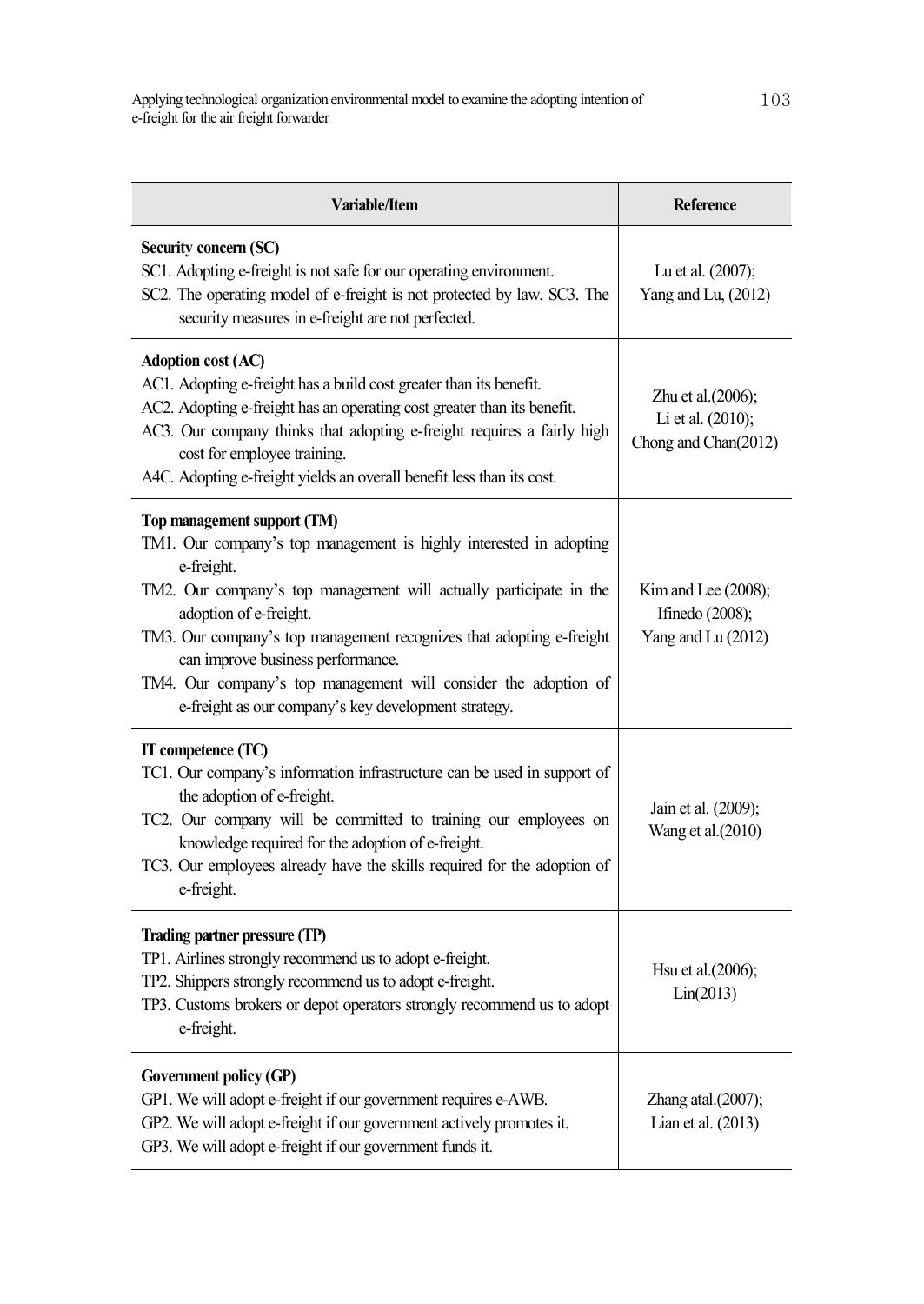| Variable/Item | Reference |
|---|---|
| **Security concern (SC)**<br>SC1. Adopting e-freight is not safe for our operating environment.<br>SC2. The operating model of e-freight is not protected by law. SC3. The security measures in e-freight are not perfected. | Lu et al. (2007);<br>Yang and Lu, (2012) |
| **Adoption cost (AC)**<br>AC1. Adopting e-freight has a build cost greater than its benefit.<br>AC2. Adopting e-freight has an operating cost greater than its benefit.<br>AC3. Our company thinks that adopting e-freight requires a fairly high cost for employee training.<br>A4C. Adopting e-freight yields an overall benefit less than its cost. | Zhu et al.(2006);<br>Li et al. (2010);<br>Chong and Chan(2012) |
| **Top management support (TM)**<br>TM1. Our company's top management is highly interested in adopting e-freight.<br>TM2. Our company's top management will actually participate in the adoption of e-freight.<br>TM3. Our company's top management recognizes that adopting e-freight can improve business performance.<br>TM4. Our company's top management will consider the adoption of e-freight as our company's key development strategy. | Kim and Lee (2008);<br>Ifinedo (2008);<br>Yang and Lu (2012) |
| **IT competence (TC)**<br>TC1. Our company's information infrastructure can be used in support of the adoption of e-freight.<br>TC2. Our company will be committed to training our employees on knowledge required for the adoption of e-freight.<br>TC3. Our employees already have the skills required for the adoption of e-freight. | Jain et al. (2009);<br>Wang et al.(2010) |
| **Trading partner pressure (TP)**<br>TP1. Airlines strongly recommend us to adopt e-freight.<br>TP2. Shippers strongly recommend us to adopt e-freight.<br>TP3. Customs brokers or depot operators strongly recommend us to adopt e-freight. | Hsu et al.(2006);<br>Lin(2013) |
| **Government policy (GP)**<br>GP1. We will adopt e-freight if our government requires e-AWB.<br>GP2. We will adopt e-freight if our government actively promotes it.<br>GP3. We will adopt e-freight if our government funds it. | Zhang atal.(2007);<br>Lian et al. (2013) |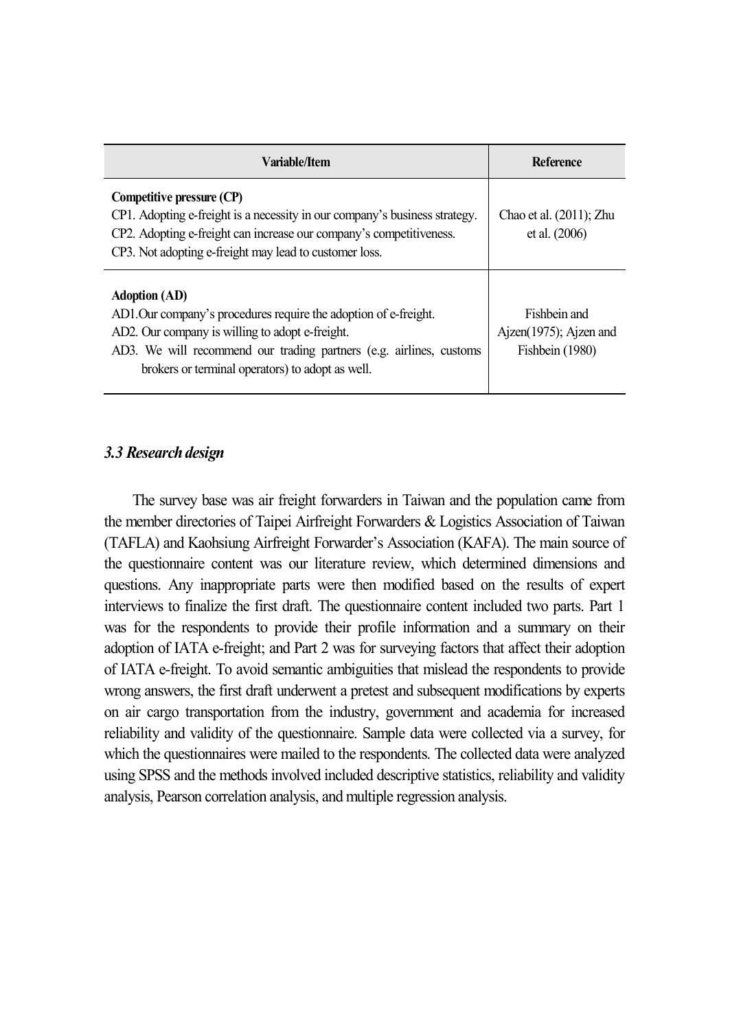| Variable/Item | Reference |
| --- | --- |
| **Competitive pressure (CP)**<br>CP1. Adopting e-freight is a necessity in our company's business strategy.<br>CP2. Adopting e-freight can increase our company's competitiveness.<br>CP3. Not adopting e-freight may lead to customer loss. | Chao et al. (2011); Zhu et al. (2006) |
| **Adoption (AD)**<br>AD1.Our company's procedures require the adoption of e-freight.<br>AD2. Our company is willing to adopt e-freight.<br>AD3. We will recommend our trading partners (e.g. airlines, customs brokers or terminal operators) to adopt as well. | Fishbein and Ajzen(1975); Ajzen and Fishbein (1980) |

### *3.3 Research design*

The survey base was air freight forwarders in Taiwan and the population came from the member directories of Taipei Airfreight Forwarders & Logistics Association of Taiwan (TAFLA) and Kaohsiung Airfreight Forwarder's Association (KAFA). The main source of the questionnaire content was our literature review, which determined dimensions and questions. Any inappropriate parts were then modified based on the results of expert interviews to finalize the first draft. The questionnaire content included two parts. Part 1 was for the respondents to provide their profile information and a summary on their adoption of IATA e-freight; and Part 2 was for surveying factors that affect their adoption of IATA e-freight. To avoid semantic ambiguities that mislead the respondents to provide wrong answers, the first draft underwent a pretest and subsequent modifications by experts on air cargo transportation from the industry, government and academia for increased reliability and validity of the questionnaire. Sample data were collected via a survey, for which the questionnaires were mailed to the respondents. The collected data were analyzed using SPSS and the methods involved included descriptive statistics, reliability and validity analysis, Pearson correlation analysis, and multiple regression analysis.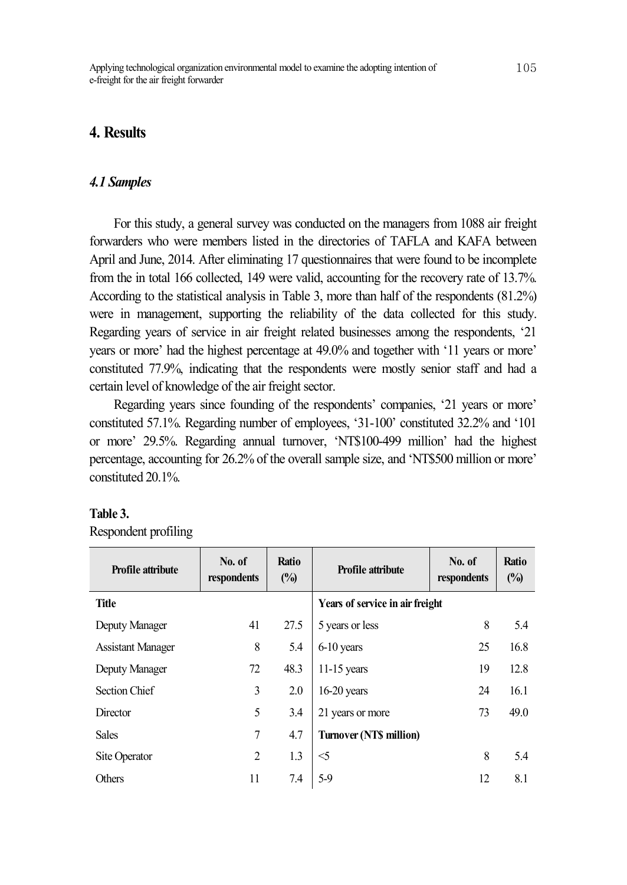## 4. Results

### *4.1 Samples*

For this study, a general survey was conducted on the managers from 1088 air freight forwarders who were members listed in the directories of TAFLA and KAFA between April and June, 2014. After eliminating 17 questionnaires that were found to be incomplete from the in total 166 collected, 149 were valid, accounting for the recovery rate of 13.7%. According to the statistical analysis in Table 3, more than half of the respondents (81.2%) were in management, supporting the reliability of the data collected for this study. Regarding years of service in air freight related businesses among the respondents, '21 years or more' had the highest percentage at 49.0% and together with '11 years or more' constituted 77.9%, indicating that the respondents were mostly senior staff and had a certain level of knowledge of the air freight sector.

Regarding years since founding of the respondents' companies, '21 years or more' constituted 57.1%. Regarding number of employees, '31-100' constituted 32.2% and '101 or more' 29.5%. Regarding annual turnover, 'NT$100-499 million' had the highest percentage, accounting for 26.2% of the overall sample size, and 'NT$500 million or more' constituted 20.1%.

**Table 3.**
Respondent profiling

| Profile attribute | No. of respondents | Ratio (%) | Profile attribute | No. of respondents | Ratio (%) |
|---|---|---|---|---|---|
| **Title** | | | **Years of service in air freight** | | |
| Deputy Manager | 41 | 27.5 | 5 years or less | 8 | 5.4 |
| Assistant Manager | 8 | 5.4 | 6-10 years | 25 | 16.8 |
| Deputy Manager | 72 | 48.3 | 11-15 years | 19 | 12.8 |
| Section Chief | 3 | 2.0 | 16-20 years | 24 | 16.1 |
| Director | 5 | 3.4 | 21 years or more | 73 | 49.0 |
| Sales | 7 | 4.7 | **Turnover (NT$ million)** | | |
| Site Operator | 2 | 1.3 | <5 | 8 | 5.4 |
| Others | 11 | 7.4 | 5-9 | 12 | 8.1 |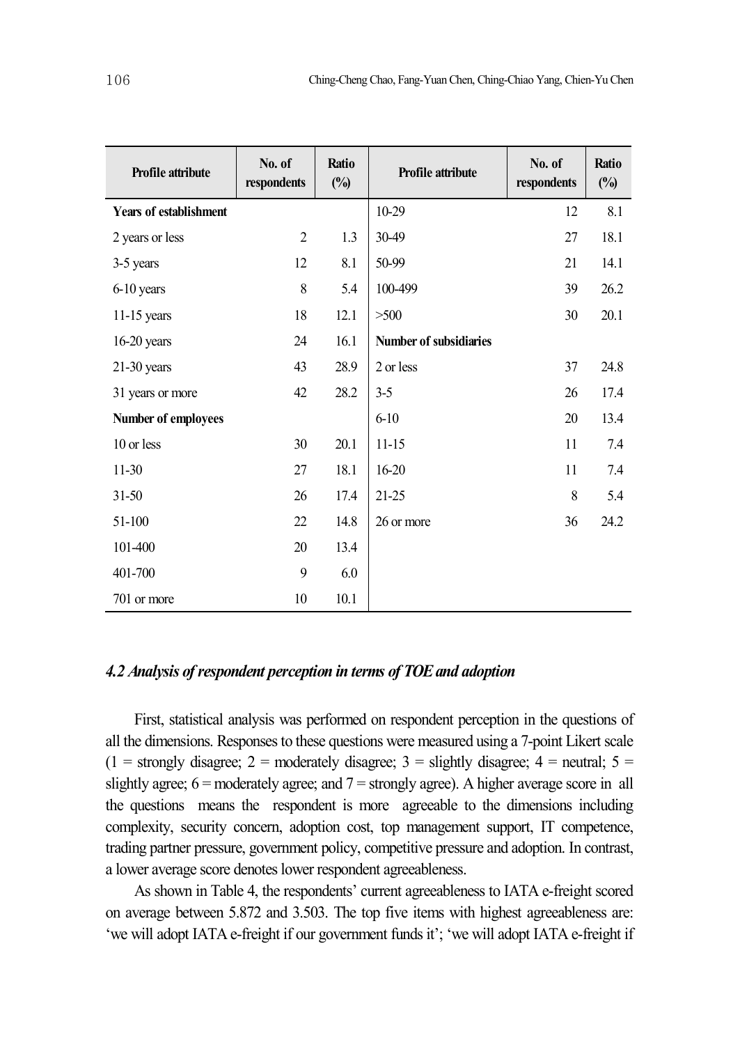| Profile attribute | No. of respondents | Ratio (%) | Profile attribute | No. of respondents | Ratio (%) |
|---|---|---|---|---|---|
| **Years of establishment** | | | 10-29 | 12 | 8.1 |
| 2 years or less | 2 | 1.3 | 30-49 | 27 | 18.1 |
| 3-5 years | 12 | 8.1 | 50-99 | 21 | 14.1 |
| 6-10 years | 8 | 5.4 | 100-499 | 39 | 26.2 |
| 11-15 years | 18 | 12.1 | >500 | 30 | 20.1 |
| 16-20 years | 24 | 16.1 | **Number of subsidiaries** | | |
| 21-30 years | 43 | 28.9 | 2 or less | 37 | 24.8 |
| 31 years or more | 42 | 28.2 | 3-5 | 26 | 17.4 |
| **Number of employees** | | | 6-10 | 20 | 13.4 |
| 10 or less | 30 | 20.1 | 11-15 | 11 | 7.4 |
| 11-30 | 27 | 18.1 | 16-20 | 11 | 7.4 |
| 31-50 | 26 | 17.4 | 21-25 | 8 | 5.4 |
| 51-100 | 22 | 14.8 | 26 or more | 36 | 24.2 |
| 101-400 | 20 | 13.4 | | | |
| 401-700 | 9 | 6.0 | | | |
| 701 or more | 10 | 10.1 | | | |

### *4.2 Analysis of respondent perception in terms of TOE and adoption*

First, statistical analysis was performed on respondent perception in the questions of all the dimensions. Responses to these questions were measured using a 7-point Likert scale (1 = strongly disagree; 2 = moderately disagree; 3 = slightly disagree; 4 = neutral; 5 = slightly agree; 6 = moderately agree; and 7 = strongly agree). A higher average score in all the questions means the respondent is more agreeable to the dimensions including complexity, security concern, adoption cost, top management support, IT competence, trading partner pressure, government policy, competitive pressure and adoption. In contrast, a lower average score denotes lower respondent agreeableness.

As shown in Table 4, the respondents' current agreeableness to IATA e-freight scored on average between 5.872 and 3.503. The top five items with highest agreeableness are: 'we will adopt IATA e-freight if our government funds it'; 'we will adopt IATA e-freight if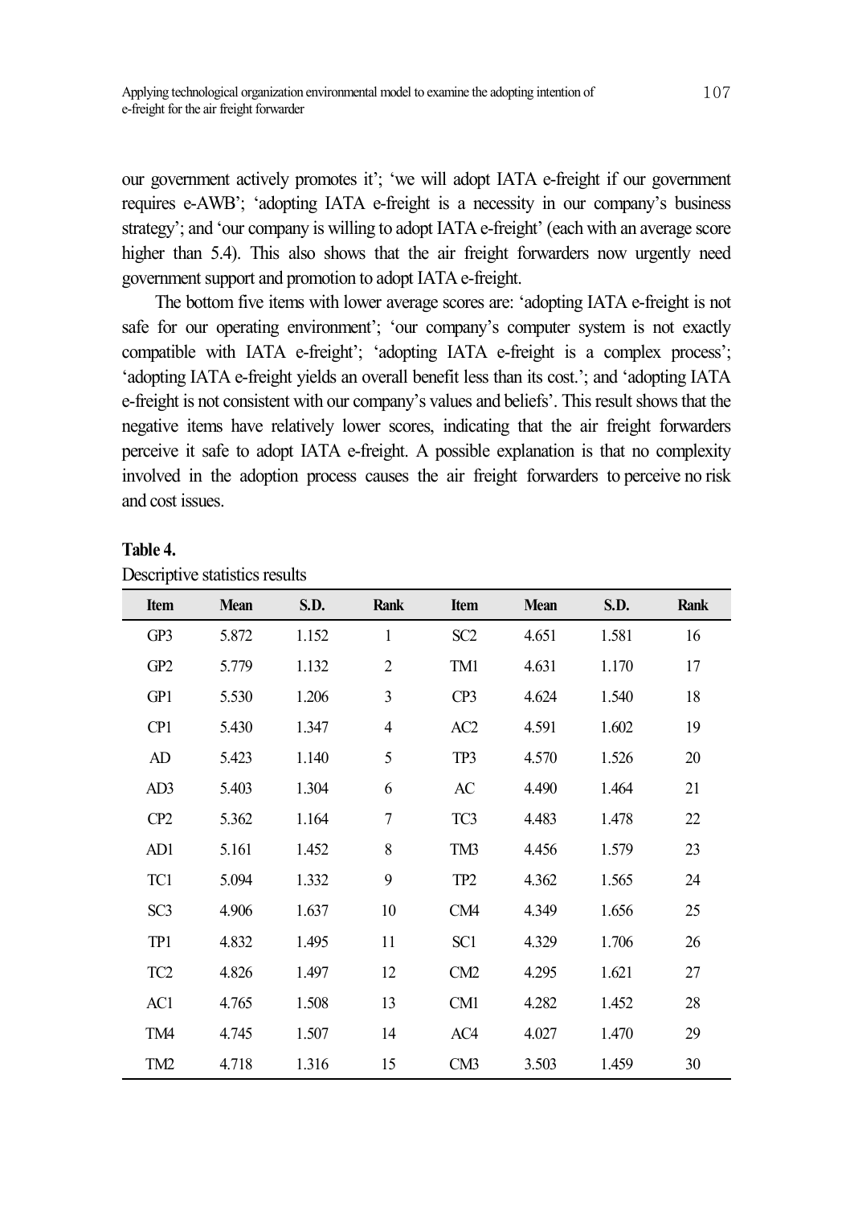our government actively promotes it'; 'we will adopt IATA e-freight if our government requires e-AWB'; 'adopting IATA e-freight is a necessity in our company's business strategy'; and 'our company is willing to adopt IATA e-freight' (each with an average score higher than 5.4). This also shows that the air freight forwarders now urgently need government support and promotion to adopt IATA e-freight.

The bottom five items with lower average scores are: 'adopting IATA e-freight is not safe for our operating environment'; 'our company's computer system is not exactly compatible with IATA e-freight'; 'adopting IATA e-freight is a complex process'; 'adopting IATA e-freight yields an overall benefit less than its cost.'; and 'adopting IATA e-freight is not consistent with our company's values and beliefs'. This result shows that the negative items have relatively lower scores, indicating that the air freight forwarders perceive it safe to adopt IATA e-freight. A possible explanation is that no complexity involved in the adoption process causes the air freight forwarders to perceive no risk and cost issues.

**Table 4.**

Descriptive statistics results

| Item | Mean | S.D. | Rank | Item | Mean | S.D. | Rank |
|---|---|---|---|---|---|---|---|
| GP3 | 5.872 | 1.152 | 1 | SC2 | 4.651 | 1.581 | 16 |
| GP2 | 5.779 | 1.132 | 2 | TM1 | 4.631 | 1.170 | 17 |
| GP1 | 5.530 | 1.206 | 3 | CP3 | 4.624 | 1.540 | 18 |
| CP1 | 5.430 | 1.347 | 4 | AC2 | 4.591 | 1.602 | 19 |
| AD | 5.423 | 1.140 | 5 | TP3 | 4.570 | 1.526 | 20 |
| AD3 | 5.403 | 1.304 | 6 | AC | 4.490 | 1.464 | 21 |
| CP2 | 5.362 | 1.164 | 7 | TC3 | 4.483 | 1.478 | 22 |
| AD1 | 5.161 | 1.452 | 8 | TM3 | 4.456 | 1.579 | 23 |
| TC1 | 5.094 | 1.332 | 9 | TP2 | 4.362 | 1.565 | 24 |
| SC3 | 4.906 | 1.637 | 10 | CM4 | 4.349 | 1.656 | 25 |
| TP1 | 4.832 | 1.495 | 11 | SC1 | 4.329 | 1.706 | 26 |
| TC2 | 4.826 | 1.497 | 12 | CM2 | 4.295 | 1.621 | 27 |
| AC1 | 4.765 | 1.508 | 13 | CM1 | 4.282 | 1.452 | 28 |
| TM4 | 4.745 | 1.507 | 14 | AC4 | 4.027 | 1.470 | 29 |
| TM2 | 4.718 | 1.316 | 15 | CM3 | 3.503 | 1.459 | 30 |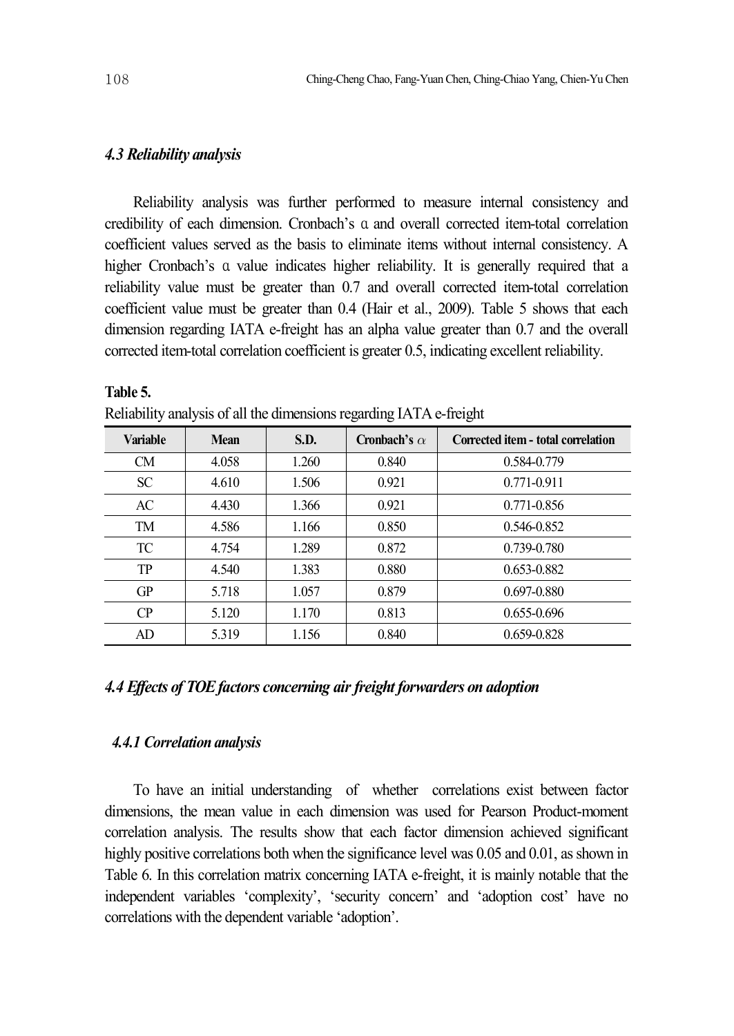### *4.3 Reliability analysis*

Reliability analysis was further performed to measure internal consistency and credibility of each dimension. Cronbach's α and overall corrected item-total correlation coefficient values served as the basis to eliminate items without internal consistency. A higher Cronbach's α value indicates higher reliability. It is generally required that a reliability value must be greater than 0.7 and overall corrected item-total correlation coefficient value must be greater than 0.4 (Hair et al., 2009). Table 5 shows that each dimension regarding IATA e-freight has an alpha value greater than 0.7 and the overall corrected item-total correlation coefficient is greater 0.5, indicating excellent reliability.

**Table 5.**

Reliability analysis of all the dimensions regarding IATA e-freight

| Variable | Mean | S.D. | Cronbach's $\alpha$ | Corrected item - total correlation |
|---|---|---|---|---|
| CM | 4.058 | 1.260 | 0.840 | 0.584-0.779 |
| SC | 4.610 | 1.506 | 0.921 | 0.771-0.911 |
| AC | 4.430 | 1.366 | 0.921 | 0.771-0.856 |
| TM | 4.586 | 1.166 | 0.850 | 0.546-0.852 |
| TC | 4.754 | 1.289 | 0.872 | 0.739-0.780 |
| TP | 4.540 | 1.383 | 0.880 | 0.653-0.882 |
| GP | 5.718 | 1.057 | 0.879 | 0.697-0.880 |
| CP | 5.120 | 1.170 | 0.813 | 0.655-0.696 |
| AD | 5.319 | 1.156 | 0.840 | 0.659-0.828 |

### *4.4 Effects of TOE factors concerning air freight forwarders on adoption*

#### *4.4.1 Correlation analysis*

To have an initial understanding of whether correlations exist between factor dimensions, the mean value in each dimension was used for Pearson Product-moment correlation analysis. The results show that each factor dimension achieved significant highly positive correlations both when the significance level was 0.05 and 0.01, as shown in Table 6. In this correlation matrix concerning IATA e-freight, it is mainly notable that the independent variables 'complexity', 'security concern' and 'adoption cost' have no correlations with the dependent variable 'adoption'.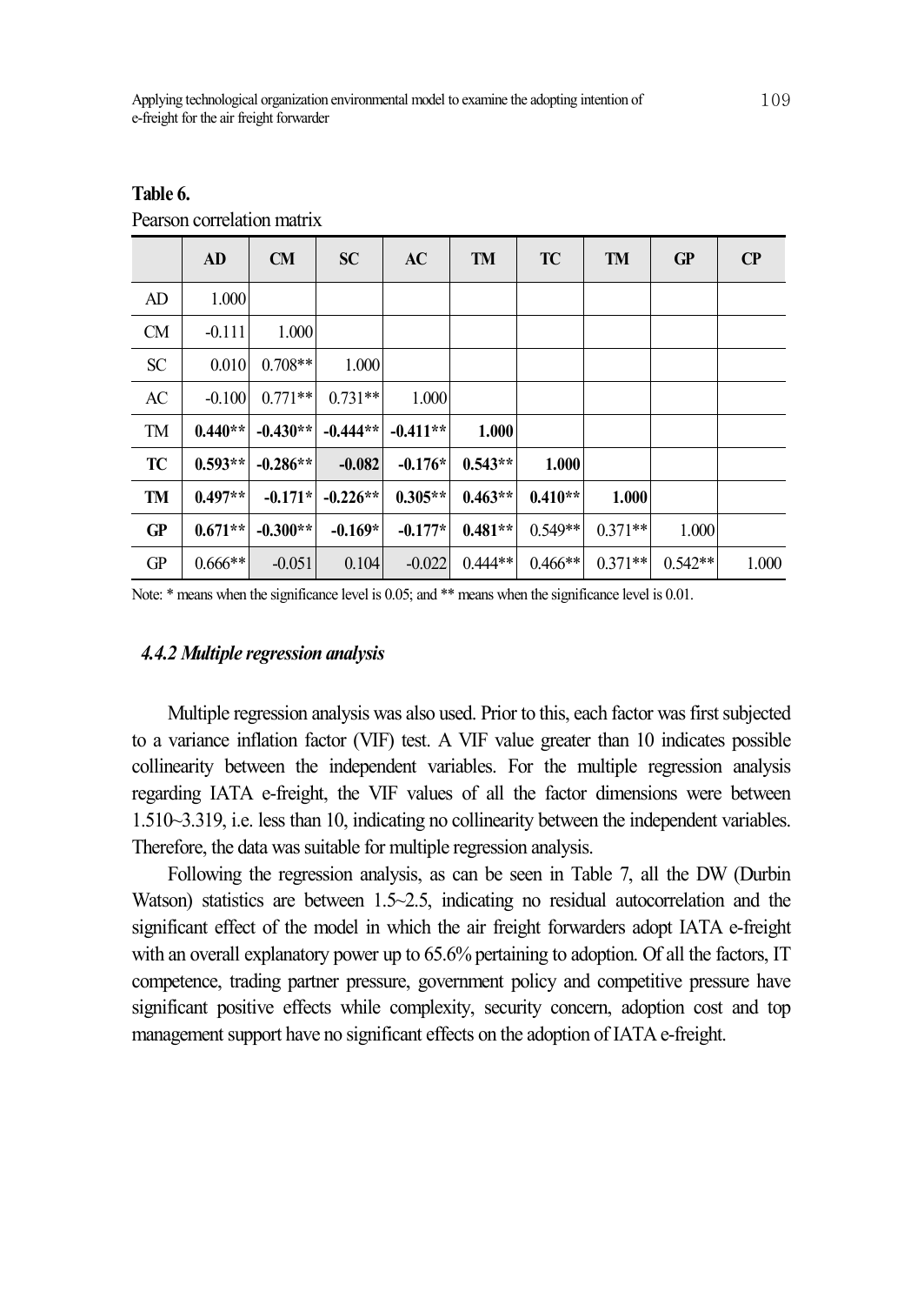**Table 6.**
Pearson correlation matrix

| | AD | CM | SC | AC | TM | TC | TM | GP | CP |
|---|---|---|---|---|---|---|---|---|---|
| AD | 1.000 | | | | | | | | |
| CM | -0.111 | 1.000 | | | | | | | |
| SC | 0.010 | 0.708** | 1.000 | | | | | | |
| AC | -0.100 | 0.771** | 0.731** | 1.000 | | | | | |
| TM | **0.440**** | **-0.430**** | **-0.444**** | **-0.411**** | **1.000** | | | | |
| **TC** | **0.593**** | **-0.286**** | **-0.082** | **-0.176*** | **0.543**** | **1.000** | | | |
| **TM** | **0.497**** | **-0.171*** | **-0.226**** | **0.305**** | **0.463**** | **0.410**** | **1.000** | | |
| **GP** | **0.671**** | **-0.300**** | **-0.169*** | **-0.177*** | **0.481**** | 0.549** | 0.371** | 1.000 | |
| GP | 0.666** | -0.051 | 0.104 | -0.022 | 0.444** | 0.466** | 0.371** | 0.542** | 1.000 |

Note: * means when the significance level is 0.05; and ** means when the significance level is 0.01.

#### *4.4.2 Multiple regression analysis*

Multiple regression analysis was also used. Prior to this, each factor was first subjected to a variance inflation factor (VIF) test. A VIF value greater than 10 indicates possible collinearity between the independent variables. For the multiple regression analysis regarding IATA e-freight, the VIF values of all the factor dimensions were between 1.510~3.319, i.e. less than 10, indicating no collinearity between the independent variables. Therefore, the data was suitable for multiple regression analysis.

Following the regression analysis, as can be seen in Table 7, all the DW (Durbin Watson) statistics are between 1.5~2.5, indicating no residual autocorrelation and the significant effect of the model in which the air freight forwarders adopt IATA e-freight with an overall explanatory power up to 65.6% pertaining to adoption. Of all the factors, IT competence, trading partner pressure, government policy and competitive pressure have significant positive effects while complexity, security concern, adoption cost and top management support have no significant effects on the adoption of IATA e-freight.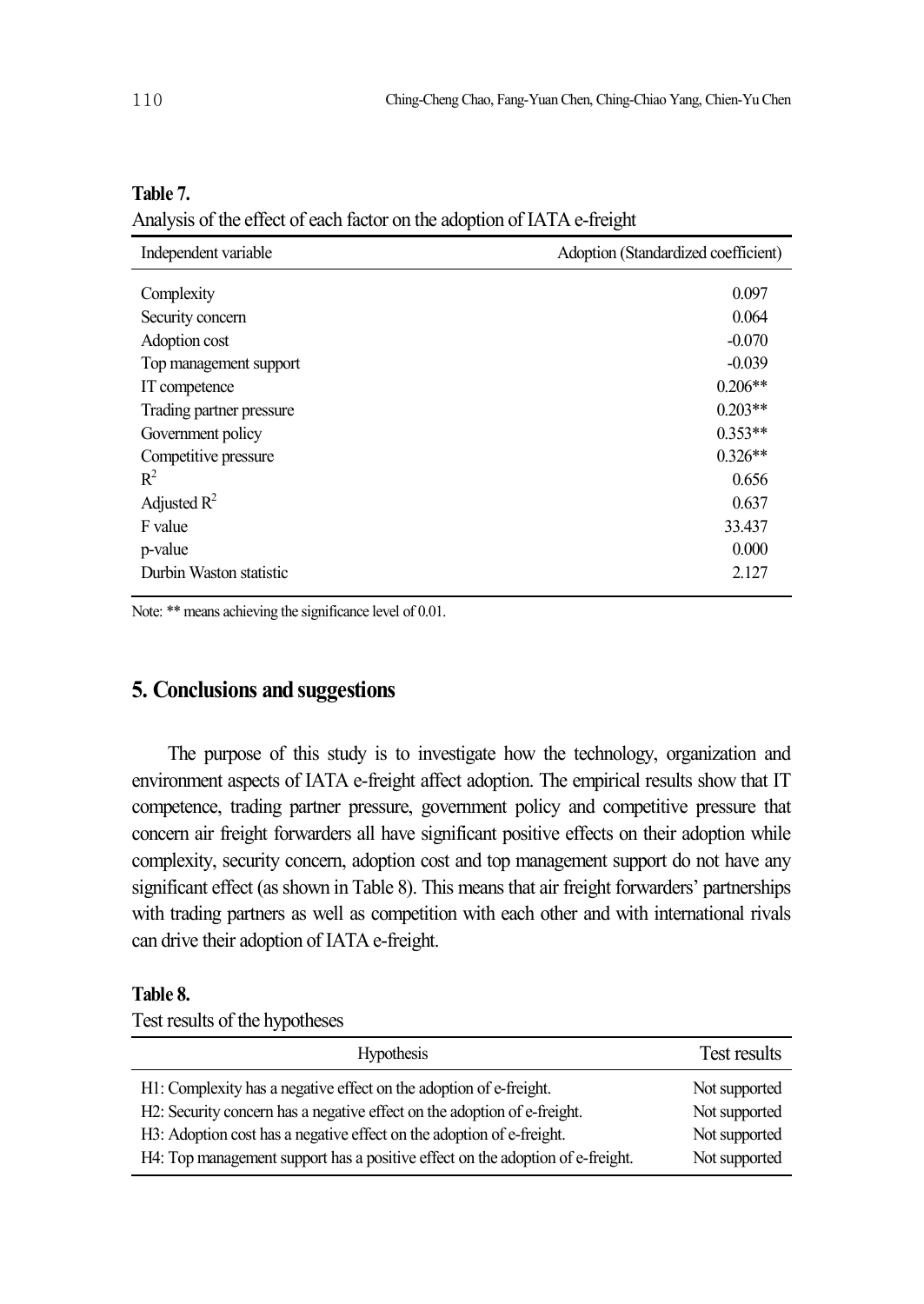**Table 7.**

Analysis of the effect of each factor on the adoption of IATA e-freight

| Independent variable | Adoption (Standardized coefficient) |
|---|---|
| Complexity | 0.097 |
| Security concern | 0.064 |
| Adoption cost | -0.070 |
| Top management support | -0.039 |
| IT competence | 0.206** |
| Trading partner pressure | 0.203** |
| Government policy | 0.353** |
| Competitive pressure | 0.326** |
| $R^2$ | 0.656 |
| Adjusted $R^2$ | 0.637 |
| F value | 33.437 |
| p-value | 0.000 |
| Durbin Waston statistic | 2.127 |

Note: ** means achieving the significance level of 0.01.

## 5. Conclusions and suggestions

The purpose of this study is to investigate how the technology, organization and environment aspects of IATA e-freight affect adoption. The empirical results show that IT competence, trading partner pressure, government policy and competitive pressure that concern air freight forwarders all have significant positive effects on their adoption while complexity, security concern, adoption cost and top management support do not have any significant effect (as shown in Table 8). This means that air freight forwarders' partnerships with trading partners as well as competition with each other and with international rivals can drive their adoption of IATA e-freight.

**Table 8.**

Test results of the hypotheses

| Hypothesis | Test results |
|---|---|
| H1: Complexity has a negative effect on the adoption of e-freight. | Not supported |
| H2: Security concern has a negative effect on the adoption of e-freight. | Not supported |
| H3: Adoption cost has a negative effect on the adoption of e-freight. | Not supported |
| H4: Top management support has a positive effect on the adoption of e-freight. | Not supported |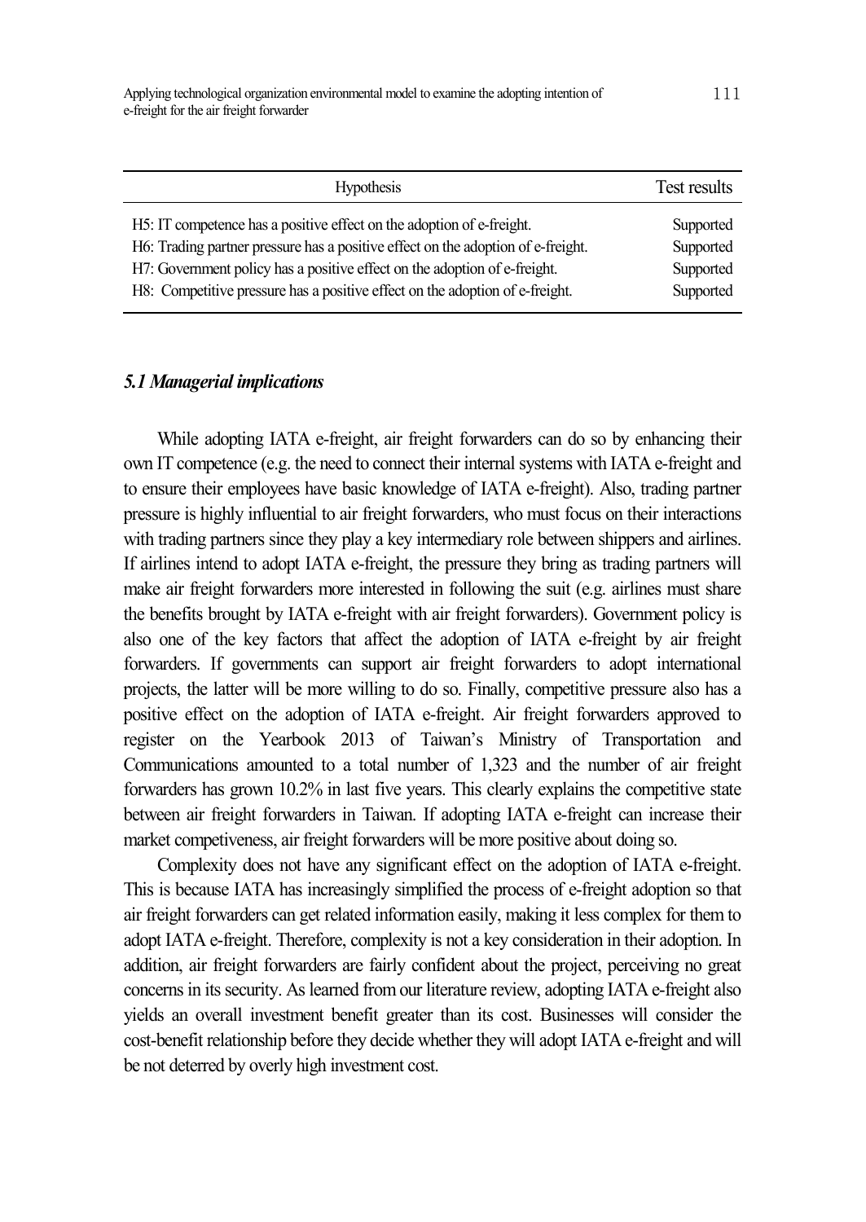| Hypothesis | Test results |
|---|---|
| H5: IT competence has a positive effect on the adoption of e-freight. | Supported |
| H6: Trading partner pressure has a positive effect on the adoption of e-freight. | Supported |
| H7: Government policy has a positive effect on the adoption of e-freight. | Supported |
| H8: Competitive pressure has a positive effect on the adoption of e-freight. | Supported |

### *5.1 Managerial implications*

While adopting IATA e-freight, air freight forwarders can do so by enhancing their own IT competence (e.g. the need to connect their internal systems with IATA e-freight and to ensure their employees have basic knowledge of IATA e-freight). Also, trading partner pressure is highly influential to air freight forwarders, who must focus on their interactions with trading partners since they play a key intermediary role between shippers and airlines. If airlines intend to adopt IATA e-freight, the pressure they bring as trading partners will make air freight forwarders more interested in following the suit (e.g. airlines must share the benefits brought by IATA e-freight with air freight forwarders). Government policy is also one of the key factors that affect the adoption of IATA e-freight by air freight forwarders. If governments can support air freight forwarders to adopt international projects, the latter will be more willing to do so. Finally, competitive pressure also has a positive effect on the adoption of IATA e-freight. Air freight forwarders approved to register on the Yearbook 2013 of Taiwan's Ministry of Transportation and Communications amounted to a total number of 1,323 and the number of air freight forwarders has grown 10.2% in last five years. This clearly explains the competitive state between air freight forwarders in Taiwan. If adopting IATA e-freight can increase their market competiveness, air freight forwarders will be more positive about doing so.

Complexity does not have any significant effect on the adoption of IATA e-freight. This is because IATA has increasingly simplified the process of e-freight adoption so that air freight forwarders can get related information easily, making it less complex for them to adopt IATA e-freight. Therefore, complexity is not a key consideration in their adoption. In addition, air freight forwarders are fairly confident about the project, perceiving no great concerns in its security. As learned from our literature review, adopting IATA e-freight also yields an overall investment benefit greater than its cost. Businesses will consider the cost-benefit relationship before they decide whether they will adopt IATA e-freight and will be not deterred by overly high investment cost.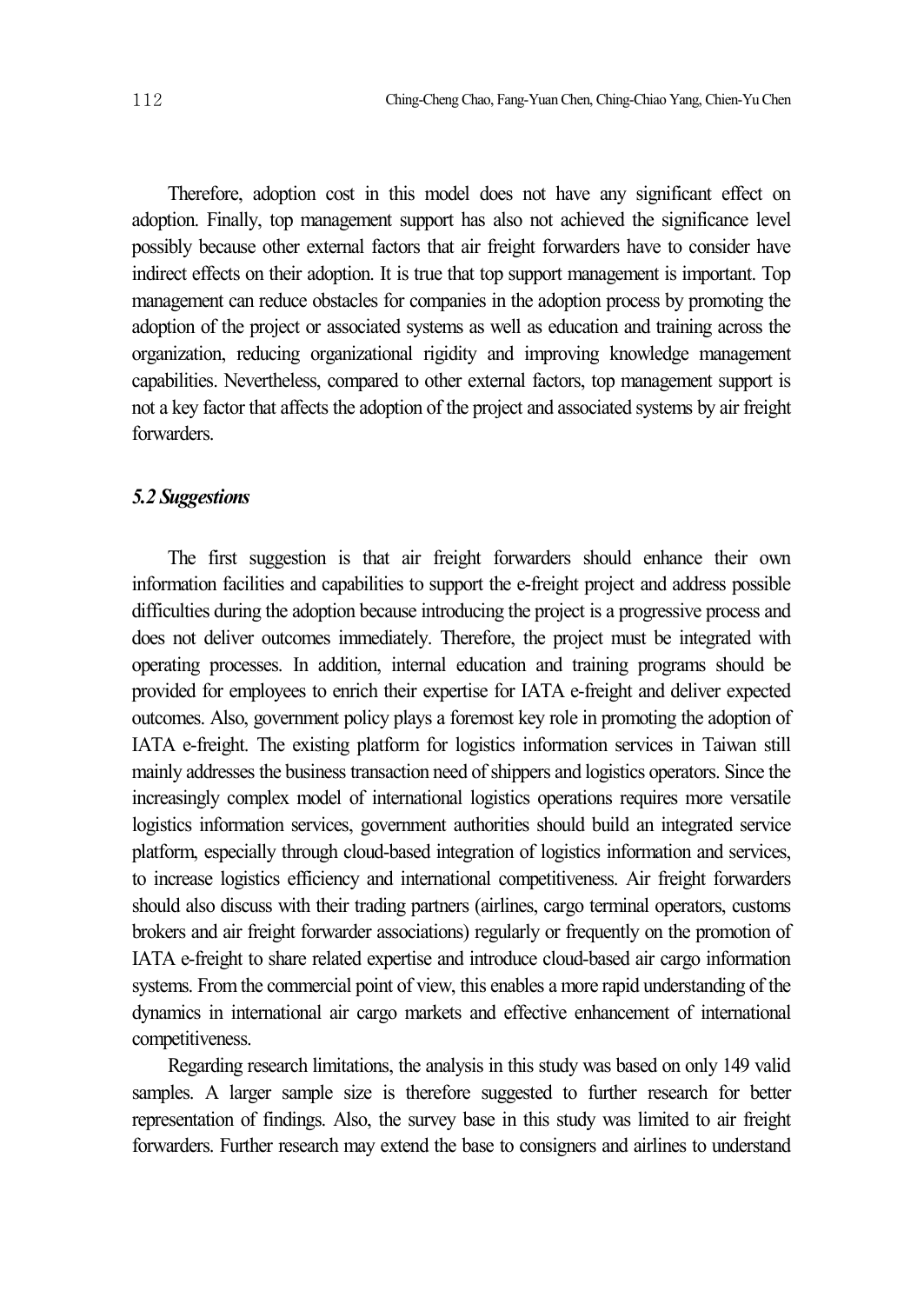Therefore, adoption cost in this model does not have any significant effect on adoption. Finally, top management support has also not achieved the significance level possibly because other external factors that air freight forwarders have to consider have indirect effects on their adoption. It is true that top support management is important. Top management can reduce obstacles for companies in the adoption process by promoting the adoption of the project or associated systems as well as education and training across the organization, reducing organizational rigidity and improving knowledge management capabilities. Nevertheless, compared to other external factors, top management support is not a key factor that affects the adoption of the project and associated systems by air freight forwarders.

### *5.2 Suggestions*

The first suggestion is that air freight forwarders should enhance their own information facilities and capabilities to support the e-freight project and address possible difficulties during the adoption because introducing the project is a progressive process and does not deliver outcomes immediately. Therefore, the project must be integrated with operating processes. In addition, internal education and training programs should be provided for employees to enrich their expertise for IATA e-freight and deliver expected outcomes. Also, government policy plays a foremost key role in promoting the adoption of IATA e-freight. The existing platform for logistics information services in Taiwan still mainly addresses the business transaction need of shippers and logistics operators. Since the increasingly complex model of international logistics operations requires more versatile logistics information services, government authorities should build an integrated service platform, especially through cloud-based integration of logistics information and services, to increase logistics efficiency and international competitiveness. Air freight forwarders should also discuss with their trading partners (airlines, cargo terminal operators, customs brokers and air freight forwarder associations) regularly or frequently on the promotion of IATA e-freight to share related expertise and introduce cloud-based air cargo information systems. From the commercial point of view, this enables a more rapid understanding of the dynamics in international air cargo markets and effective enhancement of international competitiveness.

Regarding research limitations, the analysis in this study was based on only 149 valid samples. A larger sample size is therefore suggested to further research for better representation of findings. Also, the survey base in this study was limited to air freight forwarders. Further research may extend the base to consigners and airlines to understand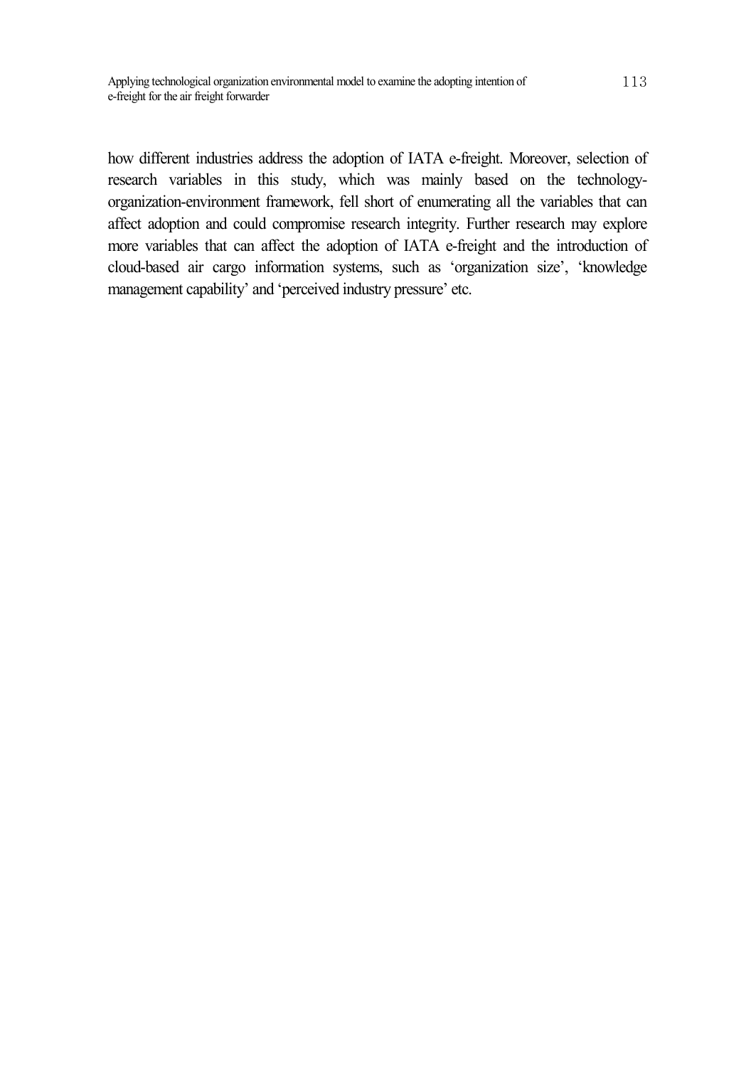how different industries address the adoption of IATA e-freight. Moreover, selection of research variables in this study, which was mainly based on the technology-organization-environment framework, fell short of enumerating all the variables that can affect adoption and could compromise research integrity. Further research may explore more variables that can affect the adoption of IATA e-freight and the introduction of cloud-based air cargo information systems, such as 'organization size', 'knowledge management capability' and 'perceived industry pressure' etc.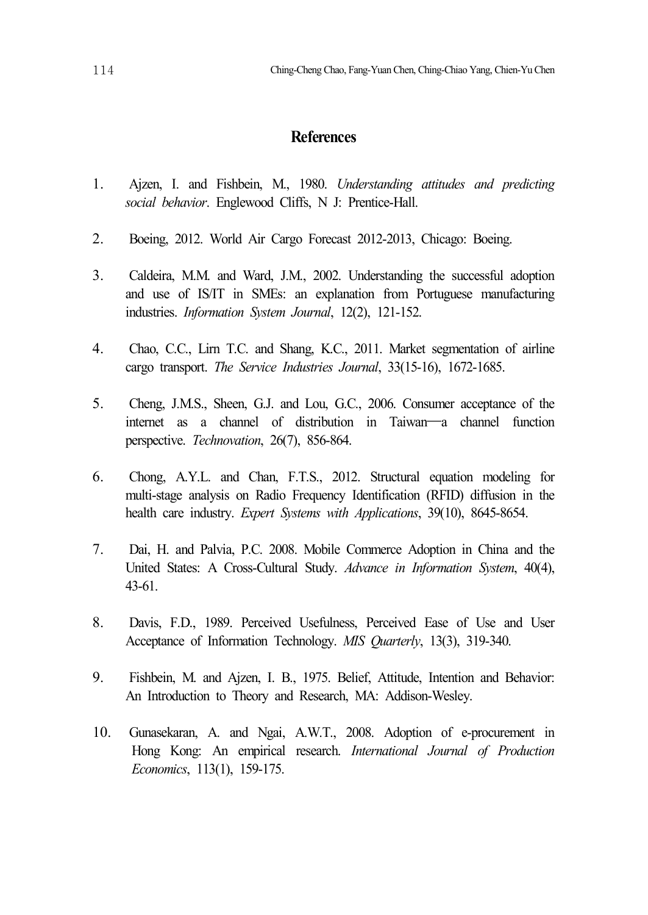## References

1. Ajzen, I. and Fishbein, M., 1980. *Understanding attitudes and predicting social behavior*. Englewood Cliffs, N J: Prentice-Hall.

2. Boeing, 2012. World Air Cargo Forecast 2012-2013, Chicago: Boeing.

3. Caldeira, M.M. and Ward, J.M., 2002. Understanding the successful adoption and use of IS/IT in SMEs: an explanation from Portuguese manufacturing industries. *Information System Journal*, 12(2), 121-152.

4. Chao, C.C., Lirn T.C. and Shang, K.C., 2011. Market segmentation of airline cargo transport. *The Service Industries Journal*, 33(15-16), 1672-1685.

5. Cheng, J.M.S., Sheen, G.J. and Lou, G.C., 2006. Consumer acceptance of the internet as a channel of distribution in Taiwan—a channel function perspective. *Technovation*, 26(7), 856-864.

6. Chong, A.Y.L. and Chan, F.T.S., 2012. Structural equation modeling for multi-stage analysis on Radio Frequency Identification (RFID) diffusion in the health care industry. *Expert Systems with Applications*, 39(10), 8645-8654.

7. Dai, H. and Palvia, P.C. 2008. Mobile Commerce Adoption in China and the United States: A Cross-Cultural Study. *Advance in Information System*, 40(4), 43-61.

8. Davis, F.D., 1989. Perceived Usefulness, Perceived Ease of Use and User Acceptance of Information Technology. *MIS Quarterly*, 13(3), 319-340.

9. Fishbein, M. and Ajzen, I. B., 1975. Belief, Attitude, Intention and Behavior: An Introduction to Theory and Research, MA: Addison-Wesley.

10. Gunasekaran, A. and Ngai, A.W.T., 2008. Adoption of e-procurement in Hong Kong: An empirical research. *International Journal of Production Economics*, 113(1), 159-175.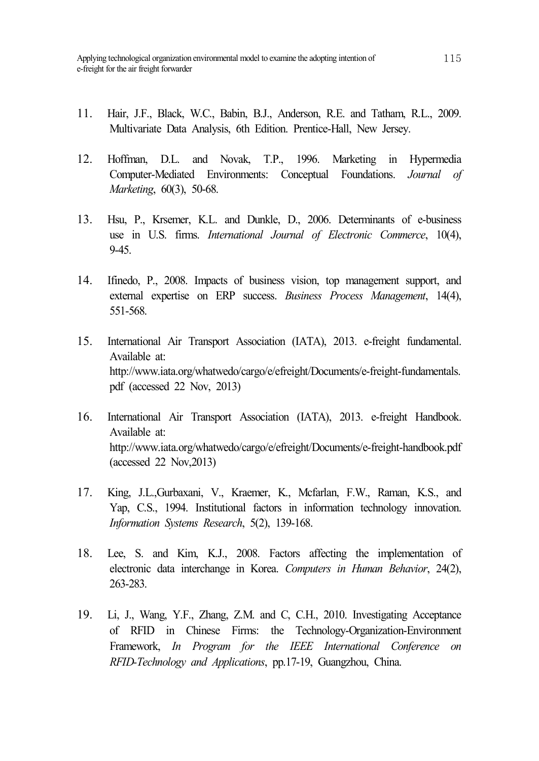11. Hair, J.F., Black, W.C., Babin, B.J., Anderson, R.E. and Tatham, R.L., 2009. Multivariate Data Analysis, 6th Edition. Prentice-Hall, New Jersey.

12. Hoffman, D.L. and Novak, T.P., 1996. Marketing in Hypermedia Computer-Mediated Environments: Conceptual Foundations. *Journal of Marketing*, 60(3), 50-68.

13. Hsu, P., Krsemer, K.L. and Dunkle, D., 2006. Determinants of e-business use in U.S. firms. *International Journal of Electronic Commerce*, 10(4), 9-45.

14. Ifinedo, P., 2008. Impacts of business vision, top management support, and external expertise on ERP success. *Business Process Management*, 14(4), 551-568.

15. International Air Transport Association (IATA), 2013. e-freight fundamental. Available at: http://www.iata.org/whatwedo/cargo/e/efreight/Documents/e-freight-fundamentals.pdf (accessed 22 Nov, 2013)

16. International Air Transport Association (IATA), 2013. e-freight Handbook. Available at: http://www.iata.org/whatwedo/cargo/e/efreight/Documents/e-freight-handbook.pdf (accessed 22 Nov,2013)

17. King, J.L.,Gurbaxani, V., Kraemer, K., Mcfarlan, F.W., Raman, K.S., and Yap, C.S., 1994. Institutional factors in information technology innovation. *Information Systems Research*, 5(2), 139-168.

18. Lee, S. and Kim, K.J., 2008. Factors affecting the implementation of electronic data interchange in Korea. *Computers in Human Behavior*, 24(2), 263-283.

19. Li, J., Wang, Y.F., Zhang, Z.M. and C, C.H., 2010. Investigating Acceptance of RFID in Chinese Firms: the Technology-Organization-Environment Framework, *In Program for the IEEE International Conference on RFID-Technology and Applications*, pp.17-19, Guangzhou, China.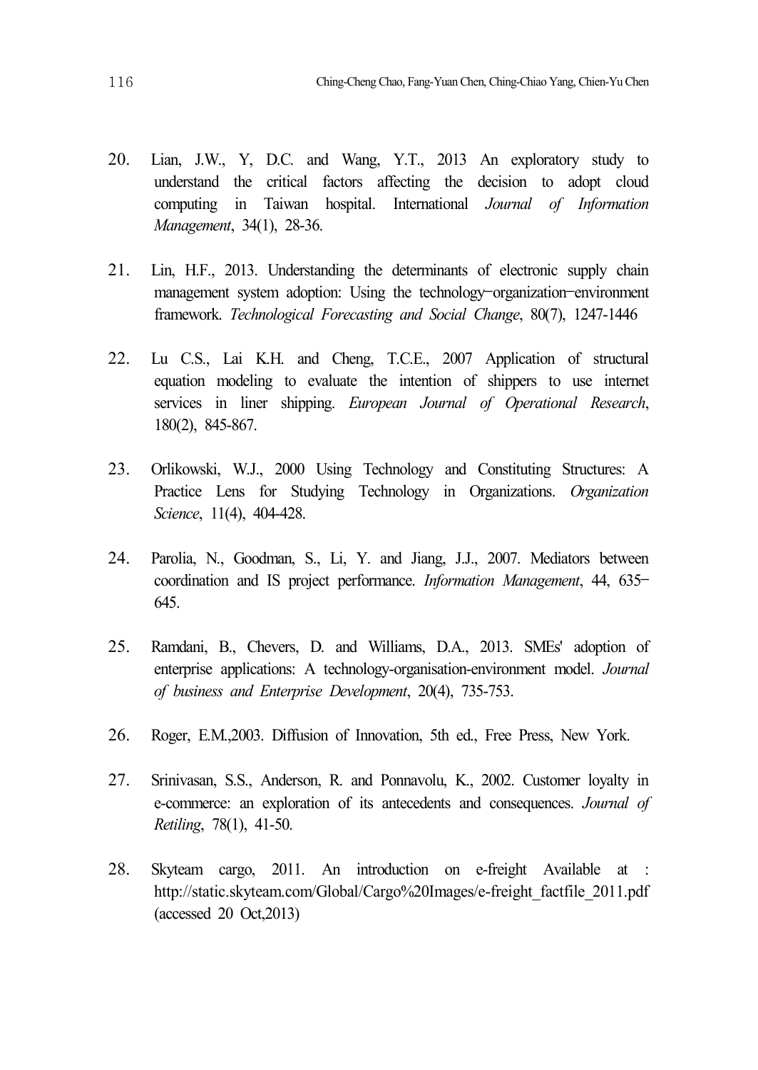20. Lian, J.W., Y, D.C. and Wang, Y.T., 2013 An exploratory study to understand the critical factors affecting the decision to adopt cloud computing in Taiwan hospital. International *Journal of Information Management*, 34(1), 28-36.

21. Lin, H.F., 2013. Understanding the determinants of electronic supply chain management system adoption: Using the technology–organization–environment framework. *Technological Forecasting and Social Change*, 80(7), 1247-1446

22. Lu C.S., Lai K.H. and Cheng, T.C.E., 2007 Application of structural equation modeling to evaluate the intention of shippers to use internet services in liner shipping. *European Journal of Operational Research*, 180(2), 845-867.

23. Orlikowski, W.J., 2000 Using Technology and Constituting Structures: A Practice Lens for Studying Technology in Organizations. *Organization Science*, 11(4), 404-428.

24. Parolia, N., Goodman, S., Li, Y. and Jiang, J.J., 2007. Mediators between coordination and IS project performance. *Information Management*, 44, 635–645.

25. Ramdani, B., Chevers, D. and Williams, D.A., 2013. SMEs' adoption of enterprise applications: A technology-organisation-environment model. *Journal of business and Enterprise Development*, 20(4), 735-753.

26. Roger, E.M.,2003. Diffusion of Innovation, 5th ed., Free Press, New York.

27. Srinivasan, S.S., Anderson, R. and Ponnavolu, K., 2002. Customer loyalty in e-commerce: an exploration of its antecedents and consequences. *Journal of Retiling*, 78(1), 41-50.

28. Skyteam cargo, 2011. An introduction on e-freight Available at : http://static.skyteam.com/Global/Cargo%20Images/e-freight_factfile_2011.pdf (accessed 20 Oct,2013)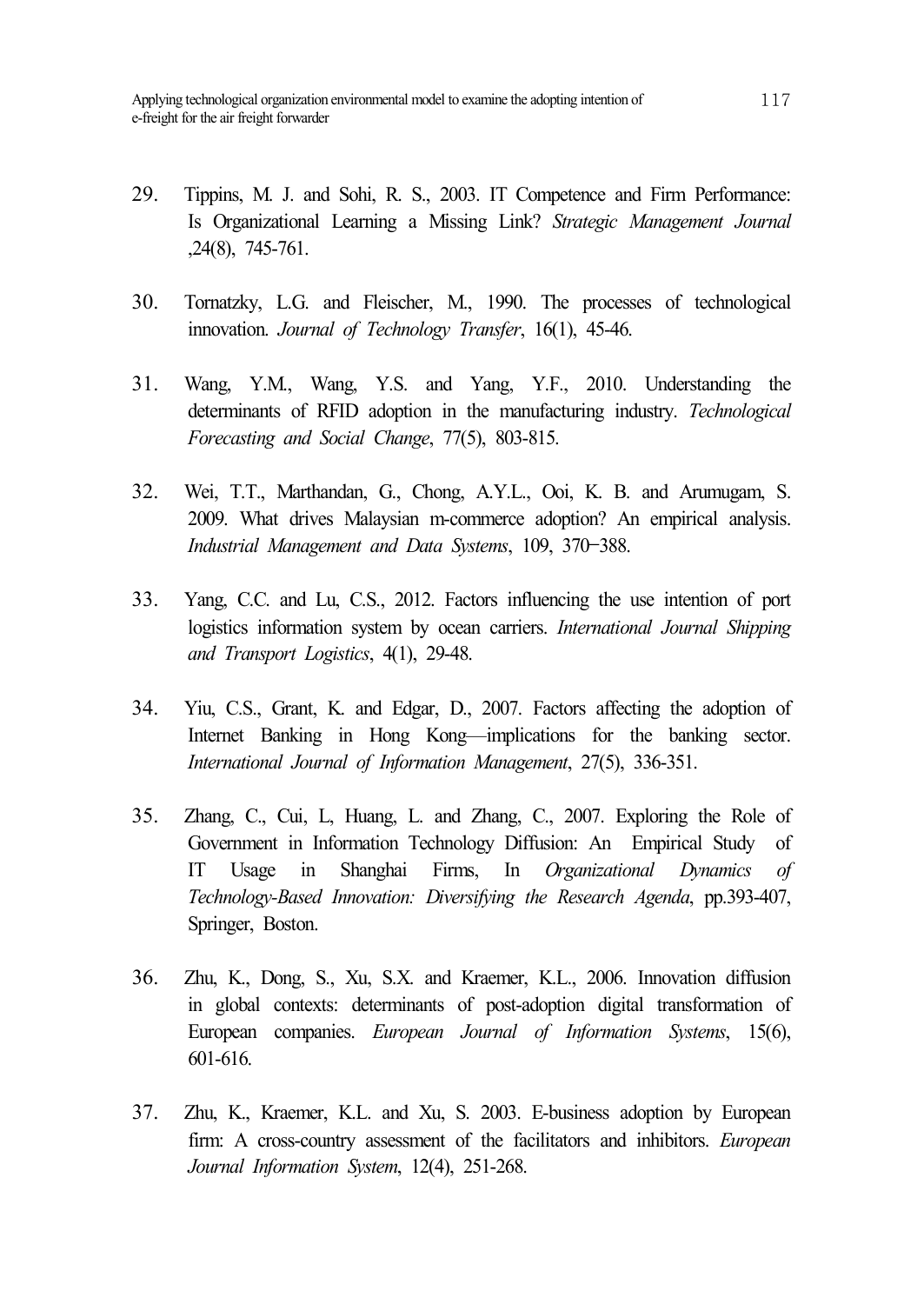29. Tippins, M. J. and Sohi, R. S., 2003. IT Competence and Firm Performance: Is Organizational Learning a Missing Link? *Strategic Management Journal* ,24(8), 745-761.

30. Tornatzky, L.G. and Fleischer, M., 1990. The processes of technological innovation. *Journal of Technology Transfer*, 16(1), 45-46.

31. Wang, Y.M., Wang, Y.S. and Yang, Y.F., 2010. Understanding the determinants of RFID adoption in the manufacturing industry. *Technological Forecasting and Social Change*, 77(5), 803-815.

32. Wei, T.T., Marthandan, G., Chong, A.Y.L., Ooi, K. B. and Arumugam, S. 2009. What drives Malaysian m-commerce adoption? An empirical analysis. *Industrial Management and Data Systems*, 109, 370–388.

33. Yang, C.C. and Lu, C.S., 2012. Factors influencing the use intention of port logistics information system by ocean carriers. *International Journal Shipping and Transport Logistics*, 4(1), 29-48.

34. Yiu, C.S., Grant, K. and Edgar, D., 2007. Factors affecting the adoption of Internet Banking in Hong Kong—implications for the banking sector. *International Journal of Information Management*, 27(5), 336-351.

35. Zhang, C., Cui, L, Huang, L. and Zhang, C., 2007. Exploring the Role of Government in Information Technology Diffusion: An Empirical Study of IT Usage in Shanghai Firms, In *Organizational Dynamics of Technology-Based Innovation: Diversifying the Research Agenda*, pp.393-407, Springer, Boston.

36. Zhu, K., Dong, S., Xu, S.X. and Kraemer, K.L., 2006. Innovation diffusion in global contexts: determinants of post-adoption digital transformation of European companies. *European Journal of Information Systems*, 15(6), 601-616.

37. Zhu, K., Kraemer, K.L. and Xu, S. 2003. E-business adoption by European firm: A cross-country assessment of the facilitators and inhibitors. *European Journal Information System*, 12(4), 251-268.